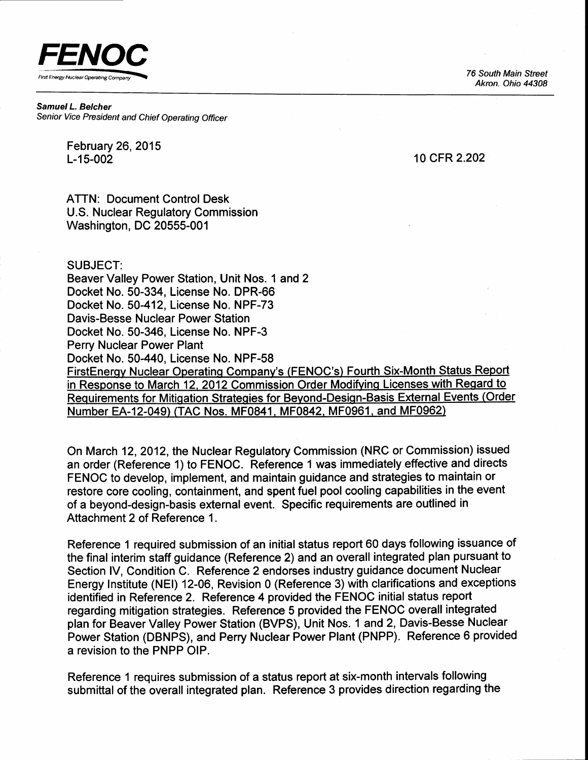**FENOC**
First Energy Nuclear Operating Company

76 South Main Street
Akron, Ohio 44308

***Samuel L. Belcher***
*Senior Vice President and Chief Operating Officer*

February 26, 2015
L-15-002

10 CFR 2.202

ATTN: Document Control Desk
U.S. Nuclear Regulatory Commission
Washington, DC 20555-001

SUBJECT:
Beaver Valley Power Station, Unit Nos. 1 and 2
Docket No. 50-334, License No. DPR-66
Docket No. 50-412, License No. NPF-73
Davis-Besse Nuclear Power Station
Docket No. 50-346, License No. NPF-3
Perry Nuclear Power Plant
Docket No. 50-440, License No. NPF-58
FirstEnergy Nuclear Operating Company's (FENOC's) Fourth Six-Month Status Report in Response to March 12, 2012 Commission Order Modifying Licenses with Regard to Requirements for Mitigation Strategies for Beyond-Design-Basis External Events (Order Number EA-12-049) (TAC Nos. MF0841, MF0842, MF0961, and MF0962)

On March 12, 2012, the Nuclear Regulatory Commission (NRC or Commission) issued an order (Reference 1) to FENOC. Reference 1 was immediately effective and directs FENOC to develop, implement, and maintain guidance and strategies to maintain or restore core cooling, containment, and spent fuel pool cooling capabilities in the event of a beyond-design-basis external event. Specific requirements are outlined in Attachment 2 of Reference 1.

Reference 1 required submission of an initial status report 60 days following issuance of the final interim staff guidance (Reference 2) and an overall integrated plan pursuant to Section IV, Condition C. Reference 2 endorses industry guidance document Nuclear Energy Institute (NEI) 12-06, Revision 0 (Reference 3) with clarifications and exceptions identified in Reference 2. Reference 4 provided the FENOC initial status report regarding mitigation strategies. Reference 5 provided the FENOC overall integrated plan for Beaver Valley Power Station (BVPS), Unit Nos. 1 and 2, Davis-Besse Nuclear Power Station (DBNPS), and Perry Nuclear Power Plant (PNPP). Reference 6 provided a revision to the PNPP OIP.

Reference 1 requires submission of a status report at six-month intervals following submittal of the overall integrated plan. Reference 3 provides direction regarding the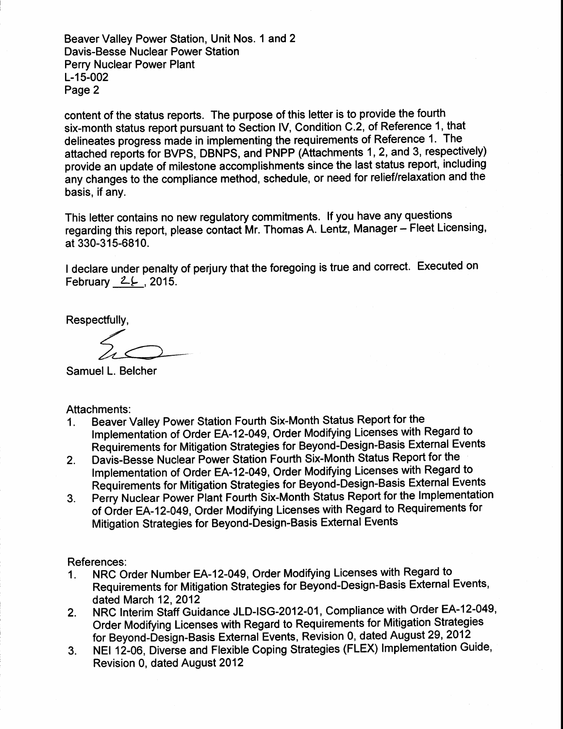content of the status reports. The purpose of this letter is to provide the fourth six-month status report pursuant to Section IV, Condition C.2, of Reference 1, that delineates progress made in implementing the requirements of Reference 1. The attached reports for BVPS, DBNPS, and PNPP (Attachments 1, 2, and 3, respectively) provide an update of milestone accomplishments since the last status report, including any changes to the compliance method, schedule, or need for relief/relaxation and the basis, if any.

This letter contains no new regulatory commitments. If you have any questions regarding this report, please contact Mr. Thomas A. Lentz, Manager – Fleet Licensing, at 330-315-6810.

I declare under penalty of perjury that the foregoing is true and correct. Executed on February 26, 2015.

Respectfully,

Samuel L. Belcher

Attachments:

1. Beaver Valley Power Station Fourth Six-Month Status Report for the Implementation of Order EA-12-049, Order Modifying Licenses with Regard to Requirements for Mitigation Strategies for Beyond-Design-Basis External Events
2. Davis-Besse Nuclear Power Station Fourth Six-Month Status Report for the Implementation of Order EA-12-049, Order Modifying Licenses with Regard to Requirements for Mitigation Strategies for Beyond-Design-Basis External Events
3. Perry Nuclear Power Plant Fourth Six-Month Status Report for the Implementation of Order EA-12-049, Order Modifying Licenses with Regard to Requirements for Mitigation Strategies for Beyond-Design-Basis External Events

References:

1. NRC Order Number EA-12-049, Order Modifying Licenses with Regard to Requirements for Mitigation Strategies for Beyond-Design-Basis External Events, dated March 12, 2012
2. NRC Interim Staff Guidance JLD-ISG-2012-01, Compliance with Order EA-12-049, Order Modifying Licenses with Regard to Requirements for Mitigation Strategies for Beyond-Design-Basis External Events, Revision 0, dated August 29, 2012
3. NEI 12-06, Diverse and Flexible Coping Strategies (FLEX) Implementation Guide, Revision 0, dated August 2012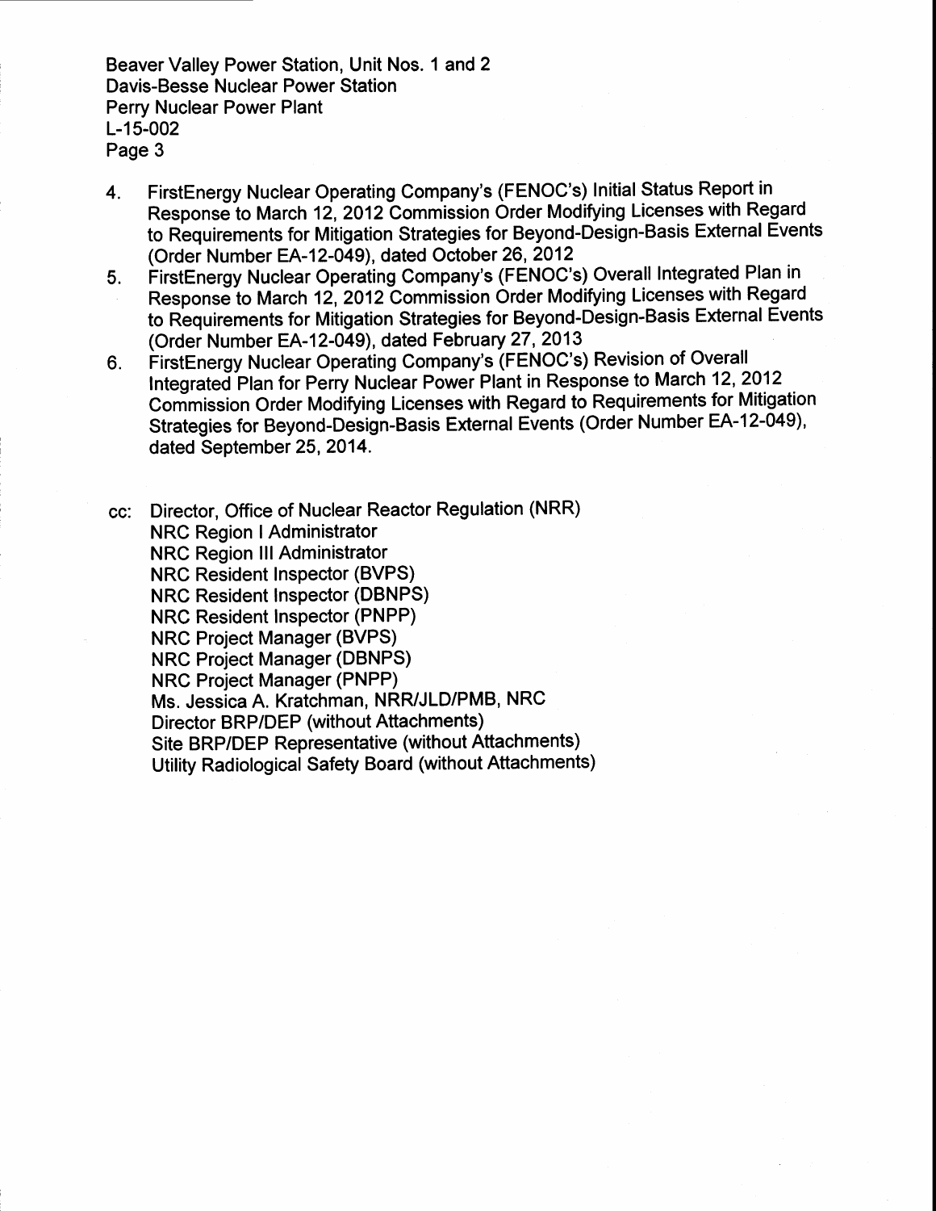4. FirstEnergy Nuclear Operating Company's (FENOC's) Initial Status Report in Response to March 12, 2012 Commission Order Modifying Licenses with Regard to Requirements for Mitigation Strategies for Beyond-Design-Basis External Events (Order Number EA-12-049), dated October 26, 2012
5. FirstEnergy Nuclear Operating Company's (FENOC's) Overall Integrated Plan in Response to March 12, 2012 Commission Order Modifying Licenses with Regard to Requirements for Mitigation Strategies for Beyond-Design-Basis External Events (Order Number EA-12-049), dated February 27, 2013
6. FirstEnergy Nuclear Operating Company's (FENOC's) Revision of Overall Integrated Plan for Perry Nuclear Power Plant in Response to March 12, 2012 Commission Order Modifying Licenses with Regard to Requirements for Mitigation Strategies for Beyond-Design-Basis External Events (Order Number EA-12-049), dated September 25, 2014.

cc: Director, Office of Nuclear Reactor Regulation (NRR)
NRC Region I Administrator
NRC Region III Administrator
NRC Resident Inspector (BVPS)
NRC Resident Inspector (DBNPS)
NRC Resident Inspector (PNPP)
NRC Project Manager (BVPS)
NRC Project Manager (DBNPS)
NRC Project Manager (PNPP)
Ms. Jessica A. Kratchman, NRR/JLD/PMB, NRC
Director BRP/DEP (without Attachments)
Site BRP/DEP Representative (without Attachments)
Utility Radiological Safety Board (without Attachments)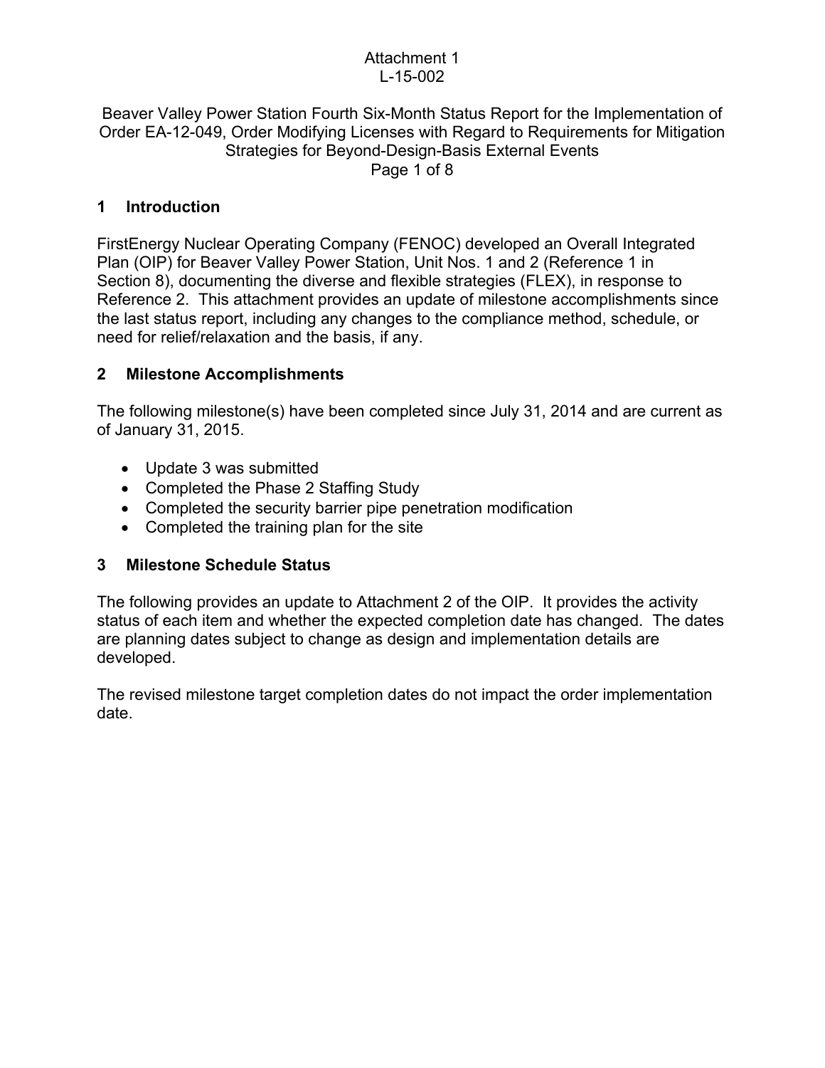Attachment 1
L-15-002

Beaver Valley Power Station Fourth Six-Month Status Report for the Implementation of Order EA-12-049, Order Modifying Licenses with Regard to Requirements for Mitigation Strategies for Beyond-Design-Basis External Events

## 1 Introduction

FirstEnergy Nuclear Operating Company (FENOC) developed an Overall Integrated Plan (OIP) for Beaver Valley Power Station, Unit Nos. 1 and 2 (Reference 1 in Section 8), documenting the diverse and flexible strategies (FLEX), in response to Reference 2. This attachment provides an update of milestone accomplishments since the last status report, including any changes to the compliance method, schedule, or need for relief/relaxation and the basis, if any.

## 2 Milestone Accomplishments

The following milestone(s) have been completed since July 31, 2014 and are current as of January 31, 2015.

- Update 3 was submitted
- Completed the Phase 2 Staffing Study
- Completed the security barrier pipe penetration modification
- Completed the training plan for the site

## 3 Milestone Schedule Status

The following provides an update to Attachment 2 of the OIP. It provides the activity status of each item and whether the expected completion date has changed. The dates are planning dates subject to change as design and implementation details are developed.

The revised milestone target completion dates do not impact the order implementation date.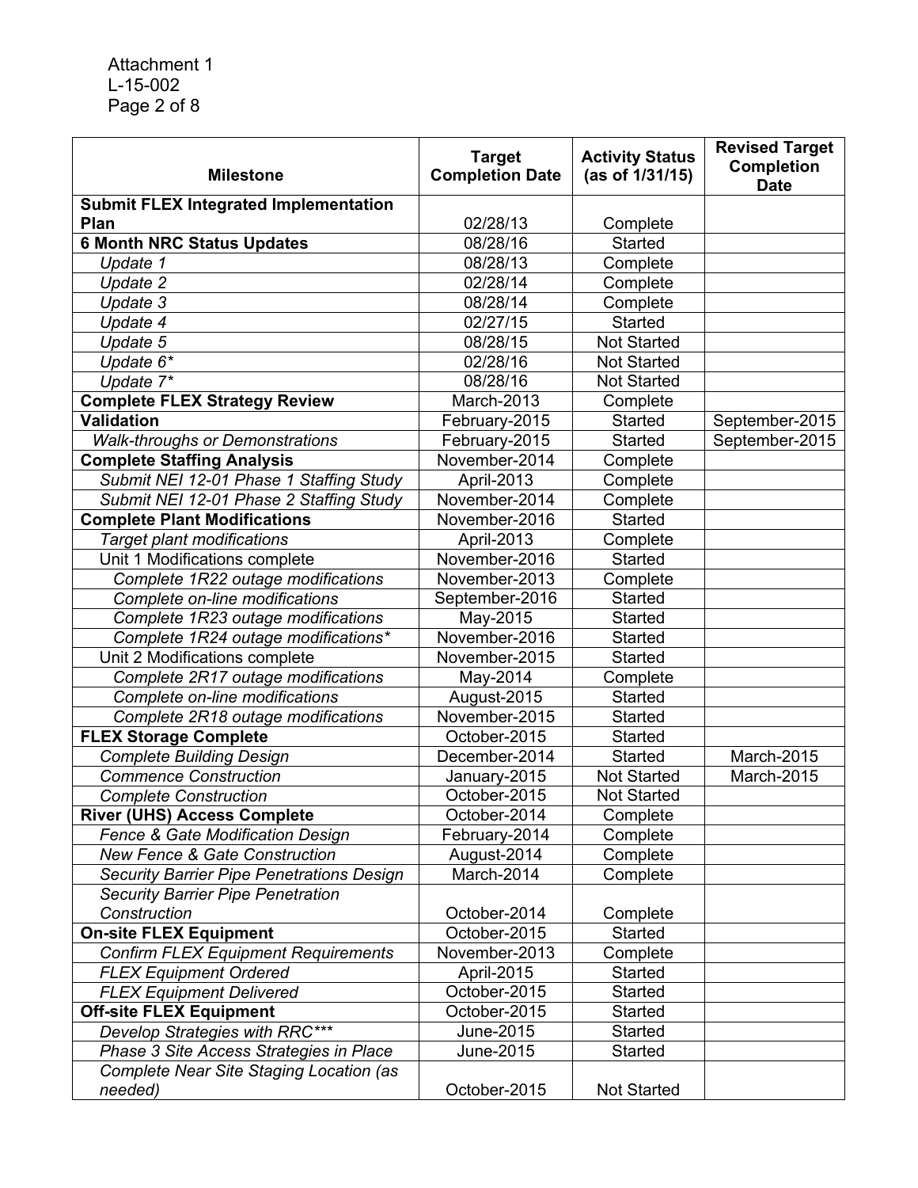Attachment 1
L-15-002
Page 2 of 8

| Milestone | Target Completion Date | Activity Status (as of 1/31/15) | Revised Target Completion Date |
|---|---|---|---|
| **Submit FLEX Integrated Implementation Plan** | 02/28/13 | Complete | |
| **6 Month NRC Status Updates** | 08/28/16 | Started | |
| *Update 1* | 08/28/13 | Complete | |
| *Update 2* | 02/28/14 | Complete | |
| *Update 3* | 08/28/14 | Complete | |
| *Update 4* | 02/27/15 | Started | |
| *Update 5* | 08/28/15 | Not Started | |
| *Update 6** | 02/28/16 | Not Started | |
| *Update 7** | 08/28/16 | Not Started | |
| **Complete FLEX Strategy Review** | March-2013 | Complete | |
| **Validation** | February-2015 | Started | September-2015 |
| *Walk-throughs or Demonstrations* | February-2015 | Started | September-2015 |
| **Complete Staffing Analysis** | November-2014 | Complete | |
| *Submit NEI 12-01 Phase 1 Staffing Study* | April-2013 | Complete | |
| *Submit NEI 12-01 Phase 2 Staffing Study* | November-2014 | Complete | |
| **Complete Plant Modifications** | November-2016 | Started | |
| *Target plant modifications* | April-2013 | Complete | |
| Unit 1 Modifications complete | November-2016 | Started | |
| *Complete 1R22 outage modifications* | November-2013 | Complete | |
| *Complete on-line modifications* | September-2016 | Started | |
| *Complete 1R23 outage modifications* | May-2015 | Started | |
| *Complete 1R24 outage modifications** | November-2016 | Started | |
| Unit 2 Modifications complete | November-2015 | Started | |
| *Complete 2R17 outage modifications* | May-2014 | Complete | |
| *Complete on-line modifications* | August-2015 | Started | |
| *Complete 2R18 outage modifications* | November-2015 | Started | |
| **FLEX Storage Complete** | October-2015 | Started | |
| *Complete Building Design* | December-2014 | Started | March-2015 |
| *Commence Construction* | January-2015 | Not Started | March-2015 |
| *Complete Construction* | October-2015 | Not Started | |
| **River (UHS) Access Complete** | October-2014 | Complete | |
| *Fence & Gate Modification Design* | February-2014 | Complete | |
| *New Fence & Gate Construction* | August-2014 | Complete | |
| *Security Barrier Pipe Penetrations Design* | March-2014 | Complete | |
| *Security Barrier Pipe Penetration Construction* | October-2014 | Complete | |
| **On-site FLEX Equipment** | October-2015 | Started | |
| *Confirm FLEX Equipment Requirements* | November-2013 | Complete | |
| *FLEX Equipment Ordered* | April-2015 | Started | |
| *FLEX Equipment Delivered* | October-2015 | Started | |
| **Off-site FLEX Equipment** | October-2015 | Started | |
| *Develop Strategies with RRC**** | June-2015 | Started | |
| *Phase 3 Site Access Strategies in Place* | June-2015 | Started | |
| *Complete Near Site Staging Location (as needed)* | October-2015 | Not Started | |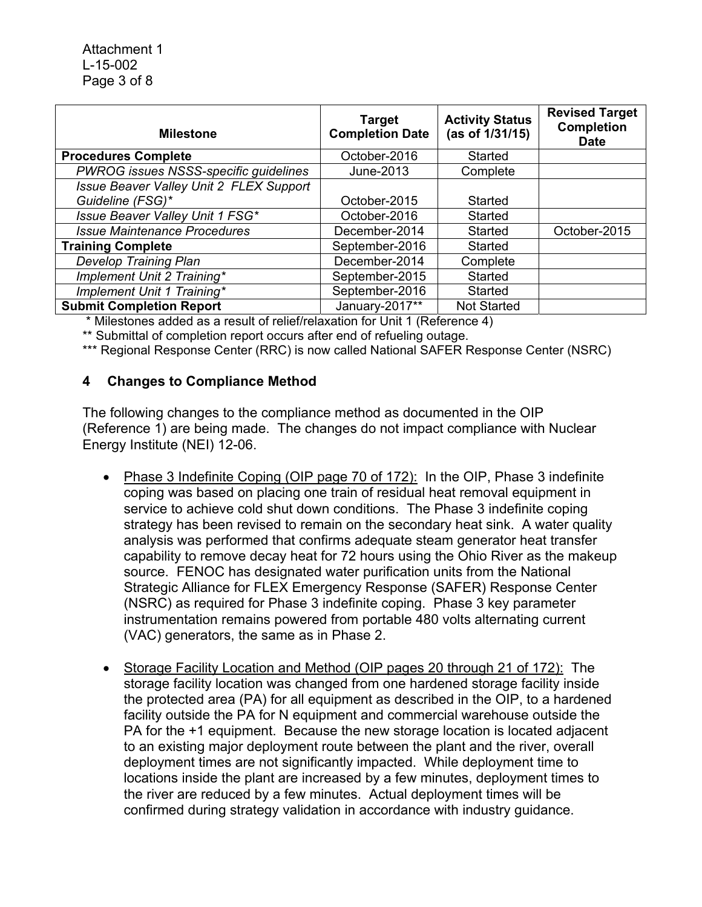| Milestone | Target Completion Date | Activity Status (as of 1/31/15) | Revised Target Completion Date |
|---|---|---|---|
| **Procedures Complete** | October-2016 | Started | |
| *PWROG issues NSSS-specific guidelines* | June-2013 | Complete | |
| *Issue Beaver Valley Unit 2 FLEX Support Guideline (FSG)** | October-2015 | Started | |
| *Issue Beaver Valley Unit 1 FSG** | October-2016 | Started | |
| *Issue Maintenance Procedures* | December-2014 | Started | October-2015 |
| **Training Complete** | September-2016 | Started | |
| *Develop Training Plan* | December-2014 | Complete | |
| *Implement Unit 2 Training** | September-2015 | Started | |
| *Implement Unit 1 Training** | September-2016 | Started | |
| **Submit Completion Report** | January-2017** | Not Started | |

\* Milestones added as a result of relief/relaxation for Unit 1 (Reference 4)

\*\* Submittal of completion report occurs after end of refueling outage.

\*\*\* Regional Response Center (RRC) is now called National SAFER Response Center (NSRC)

## 4 Changes to Compliance Method

The following changes to the compliance method as documented in the OIP (Reference 1) are being made. The changes do not impact compliance with Nuclear Energy Institute (NEI) 12-06.

- Phase 3 Indefinite Coping (OIP page 70 of 172): In the OIP, Phase 3 indefinite coping was based on placing one train of residual heat removal equipment in service to achieve cold shut down conditions. The Phase 3 indefinite coping strategy has been revised to remain on the secondary heat sink. A water quality analysis was performed that confirms adequate steam generator heat transfer capability to remove decay heat for 72 hours using the Ohio River as the makeup source. FENOC has designated water purification units from the National Strategic Alliance for FLEX Emergency Response (SAFER) Response Center (NSRC) as required for Phase 3 indefinite coping. Phase 3 key parameter instrumentation remains powered from portable 480 volts alternating current (VAC) generators, the same as in Phase 2.

- Storage Facility Location and Method (OIP pages 20 through 21 of 172): The storage facility location was changed from one hardened storage facility inside the protected area (PA) for all equipment as described in the OIP, to a hardened facility outside the PA for N equipment and commercial warehouse outside the PA for the +1 equipment. Because the new storage location is located adjacent to an existing major deployment route between the plant and the river, overall deployment times are not significantly impacted. While deployment time to locations inside the plant are increased by a few minutes, deployment times to the river are reduced by a few minutes. Actual deployment times will be confirmed during strategy validation in accordance with industry guidance.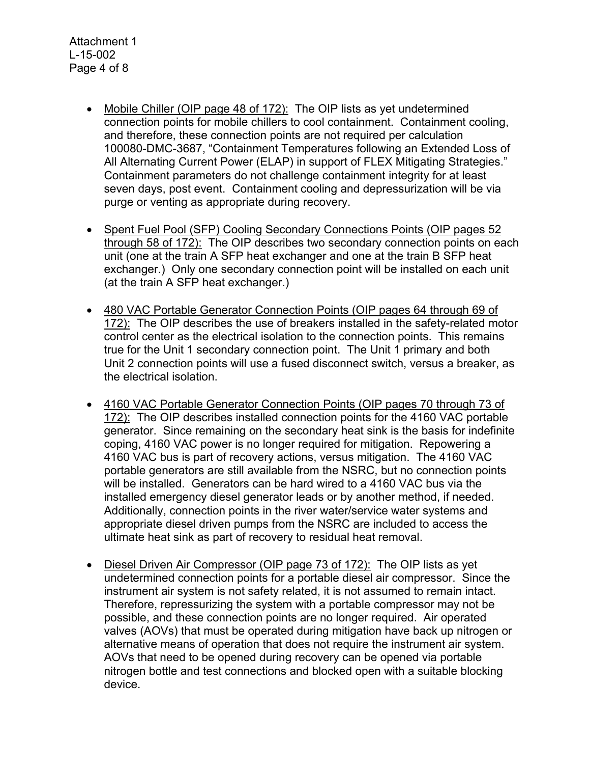- Mobile Chiller (OIP page 48 of 172): The OIP lists as yet undetermined connection points for mobile chillers to cool containment. Containment cooling, and therefore, these connection points are not required per calculation 100080-DMC-3687, "Containment Temperatures following an Extended Loss of All Alternating Current Power (ELAP) in support of FLEX Mitigating Strategies." Containment parameters do not challenge containment integrity for at least seven days, post event. Containment cooling and depressurization will be via purge or venting as appropriate during recovery.

- Spent Fuel Pool (SFP) Cooling Secondary Connections Points (OIP pages 52 through 58 of 172): The OIP describes two secondary connection points on each unit (one at the train A SFP heat exchanger and one at the train B SFP heat exchanger.) Only one secondary connection point will be installed on each unit (at the train A SFP heat exchanger.)

- 480 VAC Portable Generator Connection Points (OIP pages 64 through 69 of 172): The OIP describes the use of breakers installed in the safety-related motor control center as the electrical isolation to the connection points. This remains true for the Unit 1 secondary connection point. The Unit 1 primary and both Unit 2 connection points will use a fused disconnect switch, versus a breaker, as the electrical isolation.

- 4160 VAC Portable Generator Connection Points (OIP pages 70 through 73 of 172): The OIP describes installed connection points for the 4160 VAC portable generator. Since remaining on the secondary heat sink is the basis for indefinite coping, 4160 VAC power is no longer required for mitigation. Repowering a 4160 VAC bus is part of recovery actions, versus mitigation. The 4160 VAC portable generators are still available from the NSRC, but no connection points will be installed. Generators can be hard wired to a 4160 VAC bus via the installed emergency diesel generator leads or by another method, if needed. Additionally, connection points in the river water/service water systems and appropriate diesel driven pumps from the NSRC are included to access the ultimate heat sink as part of recovery to residual heat removal.

- Diesel Driven Air Compressor (OIP page 73 of 172): The OIP lists as yet undetermined connection points for a portable diesel air compressor. Since the instrument air system is not safety related, it is not assumed to remain intact. Therefore, repressurizing the system with a portable compressor may not be possible, and these connection points are no longer required. Air operated valves (AOVs) that must be operated during mitigation have back up nitrogen or alternative means of operation that does not require the instrument air system. AOVs that need to be opened during recovery can be opened via portable nitrogen bottle and test connections and blocked open with a suitable blocking device.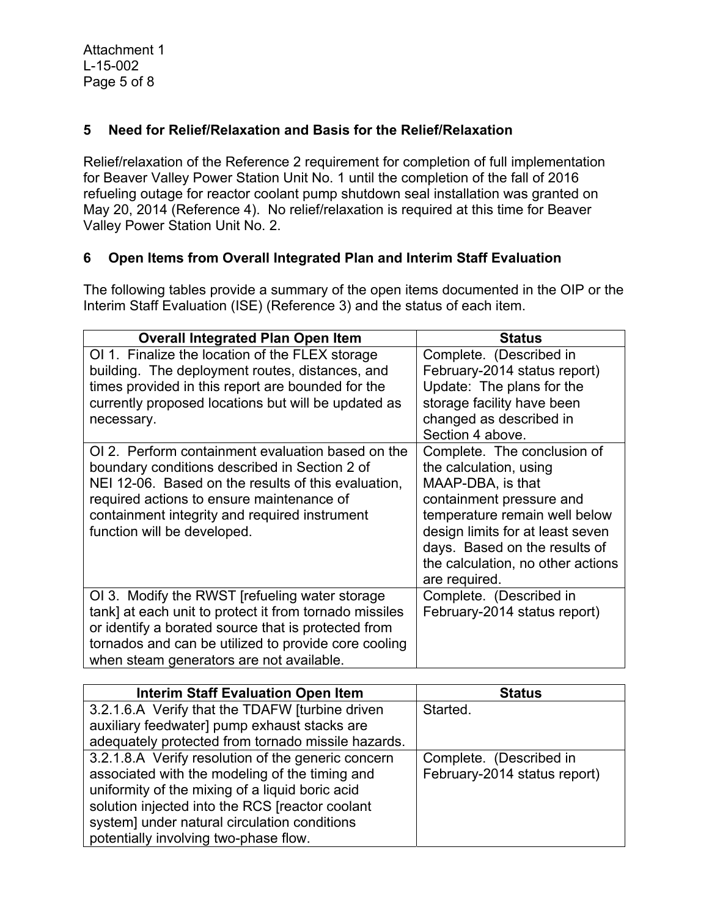## 5 Need for Relief/Relaxation and Basis for the Relief/Relaxation

Relief/relaxation of the Reference 2 requirement for completion of full implementation for Beaver Valley Power Station Unit No. 1 until the completion of the fall of 2016 refueling outage for reactor coolant pump shutdown seal installation was granted on May 20, 2014 (Reference 4). No relief/relaxation is required at this time for Beaver Valley Power Station Unit No. 2.

## 6 Open Items from Overall Integrated Plan and Interim Staff Evaluation

The following tables provide a summary of the open items documented in the OIP or the Interim Staff Evaluation (ISE) (Reference 3) and the status of each item.

| Overall Integrated Plan Open Item | Status |
|---|---|
| OI 1. Finalize the location of the FLEX storage building. The deployment routes, distances, and times provided in this report are bounded for the currently proposed locations but will be updated as necessary. | Complete. (Described in February-2014 status report) Update: The plans for the storage facility have been changed as described in Section 4 above. |
| OI 2. Perform containment evaluation based on the boundary conditions described in Section 2 of NEI 12-06. Based on the results of this evaluation, required actions to ensure maintenance of containment integrity and required instrument function will be developed. | Complete. The conclusion of the calculation, using MAAP-DBA, is that containment pressure and temperature remain well below design limits for at least seven days. Based on the results of the calculation, no other actions are required. |
| OI 3. Modify the RWST [refueling water storage tank] at each unit to protect it from tornado missiles or identify a borated source that is protected from tornados and can be utilized to provide core cooling when steam generators are not available. | Complete. (Described in February-2014 status report) |

| Interim Staff Evaluation Open Item | Status |
|---|---|
| 3.2.1.6.A Verify that the TDAFW [turbine driven auxiliary feedwater] pump exhaust stacks are adequately protected from tornado missile hazards. | Started. |
| 3.2.1.8.A Verify resolution of the generic concern associated with the modeling of the timing and uniformity of the mixing of a liquid boric acid solution injected into the RCS [reactor coolant system] under natural circulation conditions potentially involving two-phase flow. | Complete. (Described in February-2014 status report) |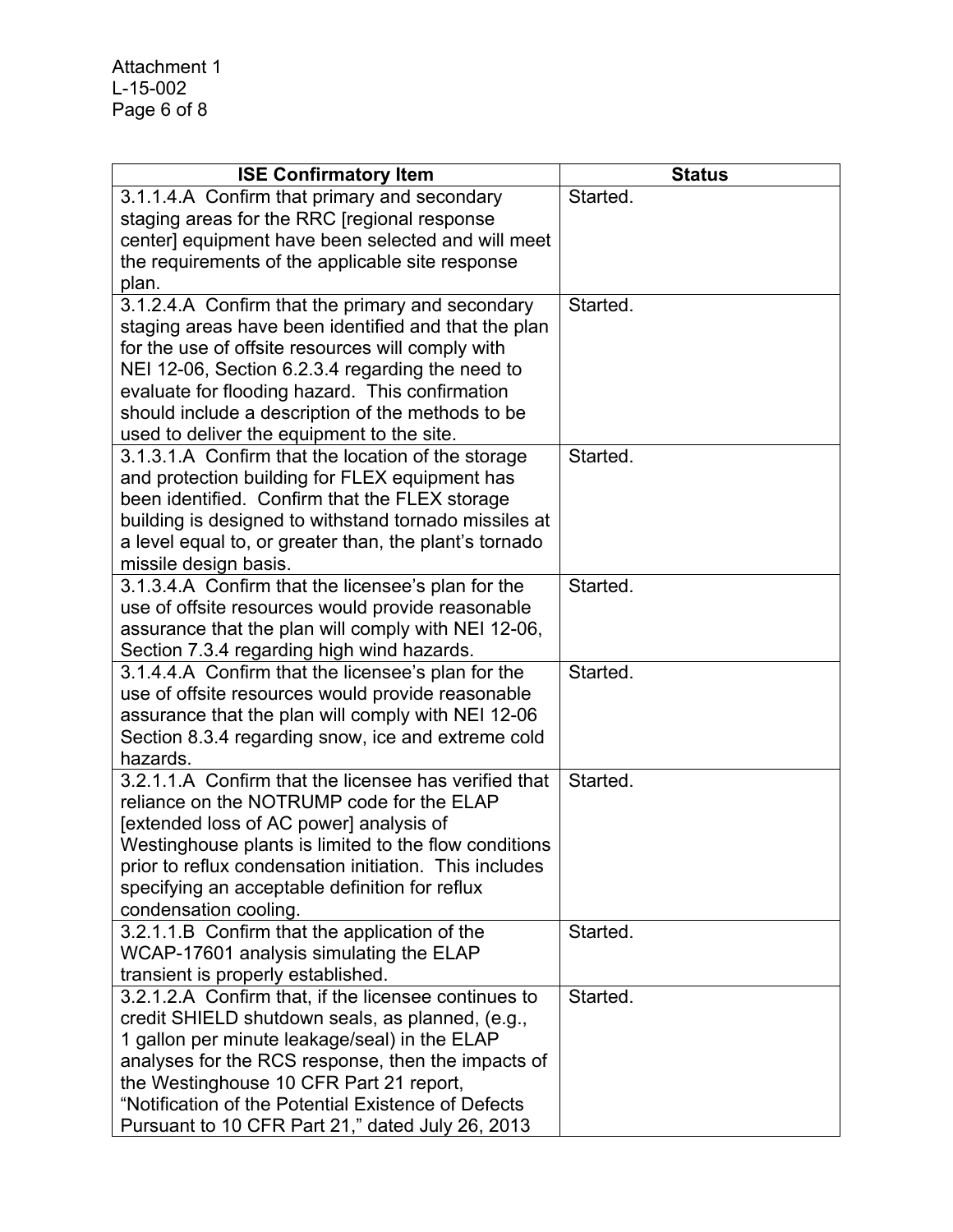| ISE Confirmatory Item | Status |
|---|---|
| 3.1.1.4.A Confirm that primary and secondary staging areas for the RRC [regional response center] equipment have been selected and will meet the requirements of the applicable site response plan. | Started. |
| 3.1.2.4.A Confirm that the primary and secondary staging areas have been identified and that the plan for the use of offsite resources will comply with NEI 12-06, Section 6.2.3.4 regarding the need to evaluate for flooding hazard. This confirmation should include a description of the methods to be used to deliver the equipment to the site. | Started. |
| 3.1.3.1.A Confirm that the location of the storage and protection building for FLEX equipment has been identified. Confirm that the FLEX storage building is designed to withstand tornado missiles at a level equal to, or greater than, the plant's tornado missile design basis. | Started. |
| 3.1.3.4.A Confirm that the licensee's plan for the use of offsite resources would provide reasonable assurance that the plan will comply with NEI 12-06, Section 7.3.4 regarding high wind hazards. | Started. |
| 3.1.4.4.A Confirm that the licensee's plan for the use of offsite resources would provide reasonable assurance that the plan will comply with NEI 12-06 Section 8.3.4 regarding snow, ice and extreme cold hazards. | Started. |
| 3.2.1.1.A Confirm that the licensee has verified that reliance on the NOTRUMP code for the ELAP [extended loss of AC power] analysis of Westinghouse plants is limited to the flow conditions prior to reflux condensation initiation. This includes specifying an acceptable definition for reflux condensation cooling. | Started. |
| 3.2.1.1.B Confirm that the application of the WCAP-17601 analysis simulating the ELAP transient is properly established. | Started. |
| 3.2.1.2.A Confirm that, if the licensee continues to credit SHIELD shutdown seals, as planned, (e.g., 1 gallon per minute leakage/seal) in the ELAP analyses for the RCS response, then the impacts of the Westinghouse 10 CFR Part 21 report, "Notification of the Potential Existence of Defects Pursuant to 10 CFR Part 21," dated July 26, 2013 | Started. |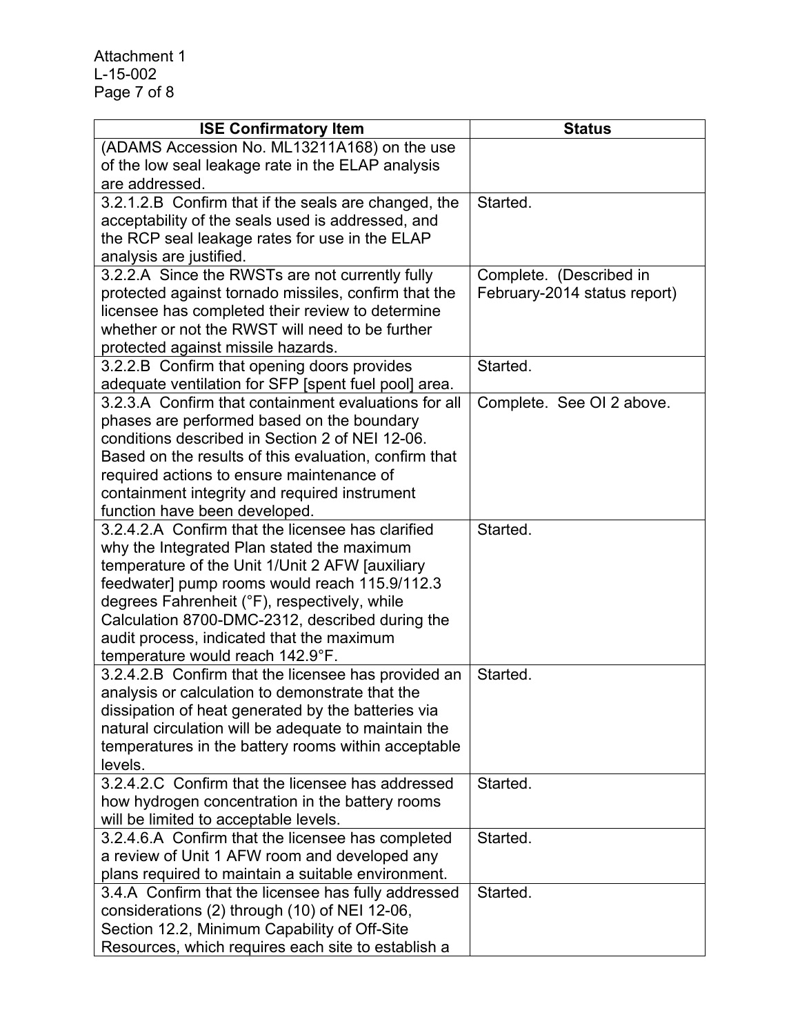| ISE Confirmatory Item | Status |
|---|---|
| (ADAMS Accession No. ML13211A168) on the use of the low seal leakage rate in the ELAP analysis are addressed. | |
| 3.2.1.2.B Confirm that if the seals are changed, the acceptability of the seals used is addressed, and the RCP seal leakage rates for use in the ELAP analysis are justified. | Started. |
| 3.2.2.A Since the RWSTs are not currently fully protected against tornado missiles, confirm that the licensee has completed their review to determine whether or not the RWST will need to be further protected against missile hazards. | Complete. (Described in February-2014 status report) |
| 3.2.2.B Confirm that opening doors provides adequate ventilation for SFP [spent fuel pool] area. | Started. |
| 3.2.3.A Confirm that containment evaluations for all phases are performed based on the boundary conditions described in Section 2 of NEI 12-06. Based on the results of this evaluation, confirm that required actions to ensure maintenance of containment integrity and required instrument function have been developed. | Complete. See OI 2 above. |
| 3.2.4.2.A Confirm that the licensee has clarified why the Integrated Plan stated the maximum temperature of the Unit 1/Unit 2 AFW [auxiliary feedwater] pump rooms would reach 115.9/112.3 degrees Fahrenheit (°F), respectively, while Calculation 8700-DMC-2312, described during the audit process, indicated that the maximum temperature would reach 142.9°F. | Started. |
| 3.2.4.2.B Confirm that the licensee has provided an analysis or calculation to demonstrate that the dissipation of heat generated by the batteries via natural circulation will be adequate to maintain the temperatures in the battery rooms within acceptable levels. | Started. |
| 3.2.4.2.C Confirm that the licensee has addressed how hydrogen concentration in the battery rooms will be limited to acceptable levels. | Started. |
| 3.2.4.6.A Confirm that the licensee has completed a review of Unit 1 AFW room and developed any plans required to maintain a suitable environment. | Started. |
| 3.4.A Confirm that the licensee has fully addressed considerations (2) through (10) of NEI 12-06, Section 12.2, Minimum Capability of Off-Site Resources, which requires each site to establish a | Started. |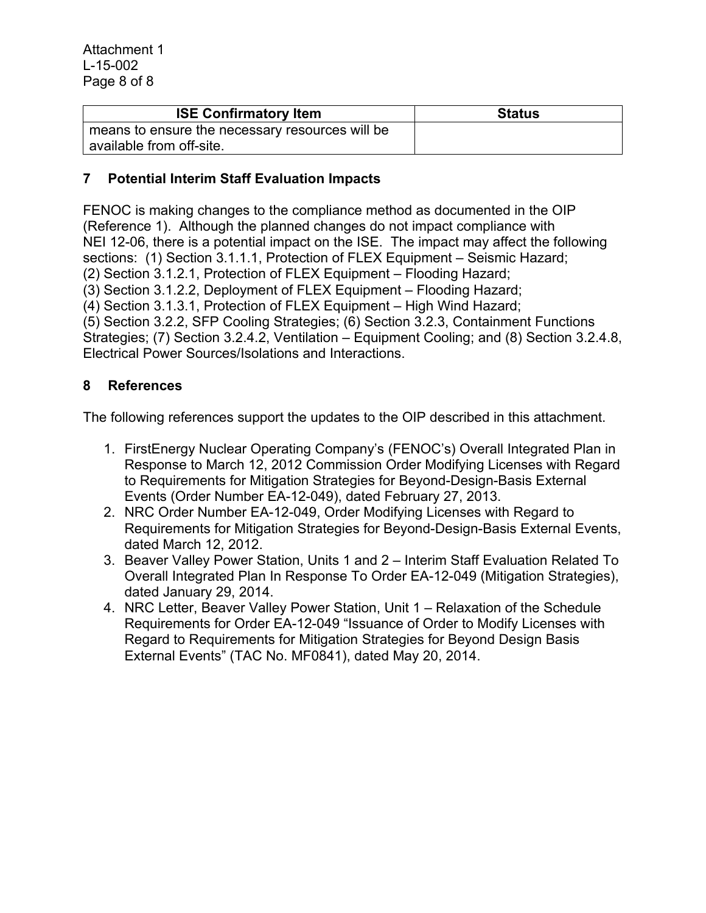| ISE Confirmatory Item | Status |
|---|---|
| means to ensure the necessary resources will be available from off-site. | |

## 7 Potential Interim Staff Evaluation Impacts

FENOC is making changes to the compliance method as documented in the OIP (Reference 1). Although the planned changes do not impact compliance with NEI 12-06, there is a potential impact on the ISE. The impact may affect the following sections: (1) Section 3.1.1.1, Protection of FLEX Equipment – Seismic Hazard; (2) Section 3.1.2.1, Protection of FLEX Equipment – Flooding Hazard; (3) Section 3.1.2.2, Deployment of FLEX Equipment – Flooding Hazard; (4) Section 3.1.3.1, Protection of FLEX Equipment – High Wind Hazard; (5) Section 3.2.2, SFP Cooling Strategies; (6) Section 3.2.3, Containment Functions Strategies; (7) Section 3.2.4.2, Ventilation – Equipment Cooling; and (8) Section 3.2.4.8, Electrical Power Sources/Isolations and Interactions.

## 8 References

The following references support the updates to the OIP described in this attachment.

1. FirstEnergy Nuclear Operating Company's (FENOC's) Overall Integrated Plan in Response to March 12, 2012 Commission Order Modifying Licenses with Regard to Requirements for Mitigation Strategies for Beyond-Design-Basis External Events (Order Number EA-12-049), dated February 27, 2013.
2. NRC Order Number EA-12-049, Order Modifying Licenses with Regard to Requirements for Mitigation Strategies for Beyond-Design-Basis External Events, dated March 12, 2012.
3. Beaver Valley Power Station, Units 1 and 2 – Interim Staff Evaluation Related To Overall Integrated Plan In Response To Order EA-12-049 (Mitigation Strategies), dated January 29, 2014.
4. NRC Letter, Beaver Valley Power Station, Unit 1 – Relaxation of the Schedule Requirements for Order EA-12-049 "Issuance of Order to Modify Licenses with Regard to Requirements for Mitigation Strategies for Beyond Design Basis External Events" (TAC No. MF0841), dated May 20, 2014.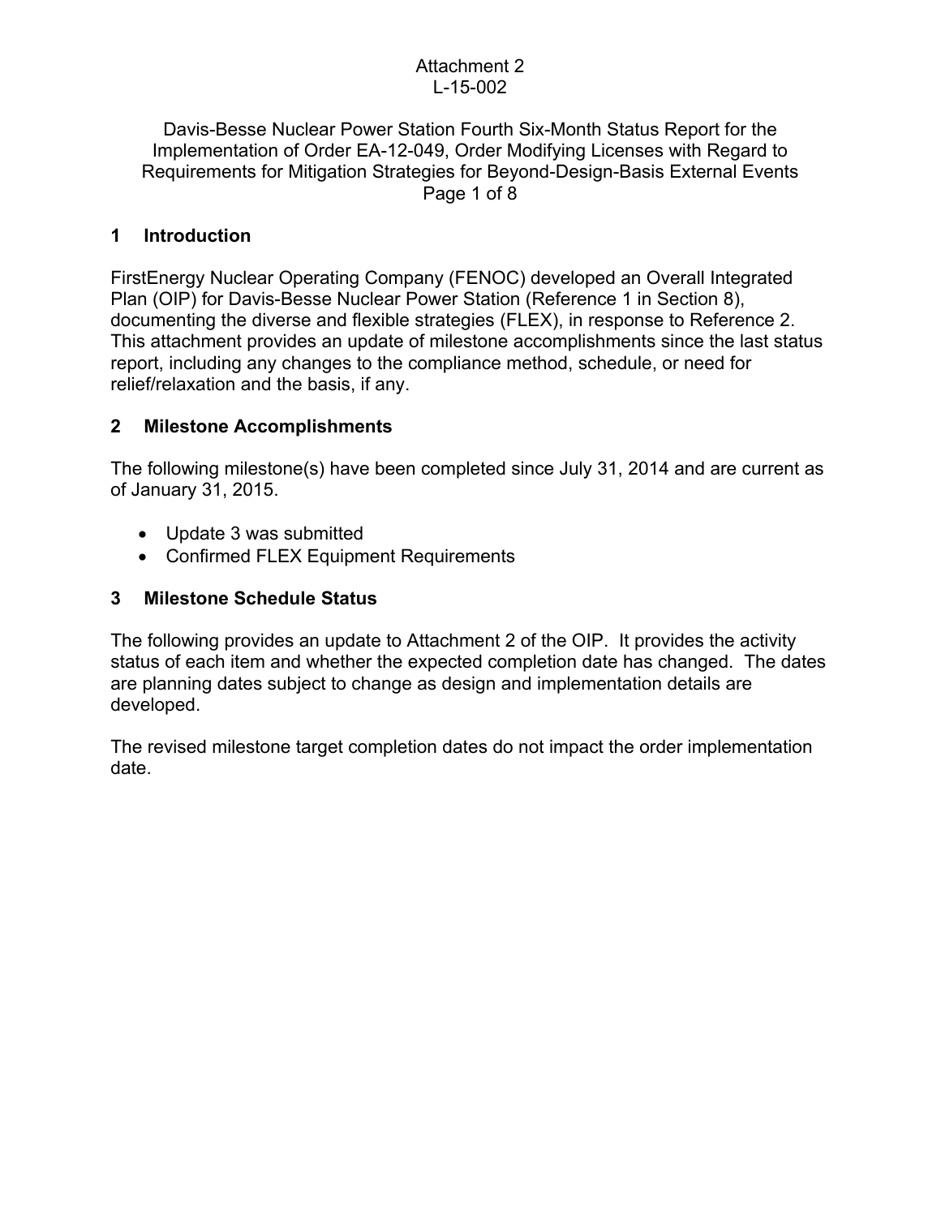Attachment 2
L-15-002

Davis-Besse Nuclear Power Station Fourth Six-Month Status Report for the Implementation of Order EA-12-049, Order Modifying Licenses with Regard to Requirements for Mitigation Strategies for Beyond-Design-Basis External Events

## 1 Introduction

FirstEnergy Nuclear Operating Company (FENOC) developed an Overall Integrated Plan (OIP) for Davis-Besse Nuclear Power Station (Reference 1 in Section 8), documenting the diverse and flexible strategies (FLEX), in response to Reference 2. This attachment provides an update of milestone accomplishments since the last status report, including any changes to the compliance method, schedule, or need for relief/relaxation and the basis, if any.

## 2 Milestone Accomplishments

The following milestone(s) have been completed since July 31, 2014 and are current as of January 31, 2015.

- Update 3 was submitted
- Confirmed FLEX Equipment Requirements

## 3 Milestone Schedule Status

The following provides an update to Attachment 2 of the OIP. It provides the activity status of each item and whether the expected completion date has changed. The dates are planning dates subject to change as design and implementation details are developed.

The revised milestone target completion dates do not impact the order implementation date.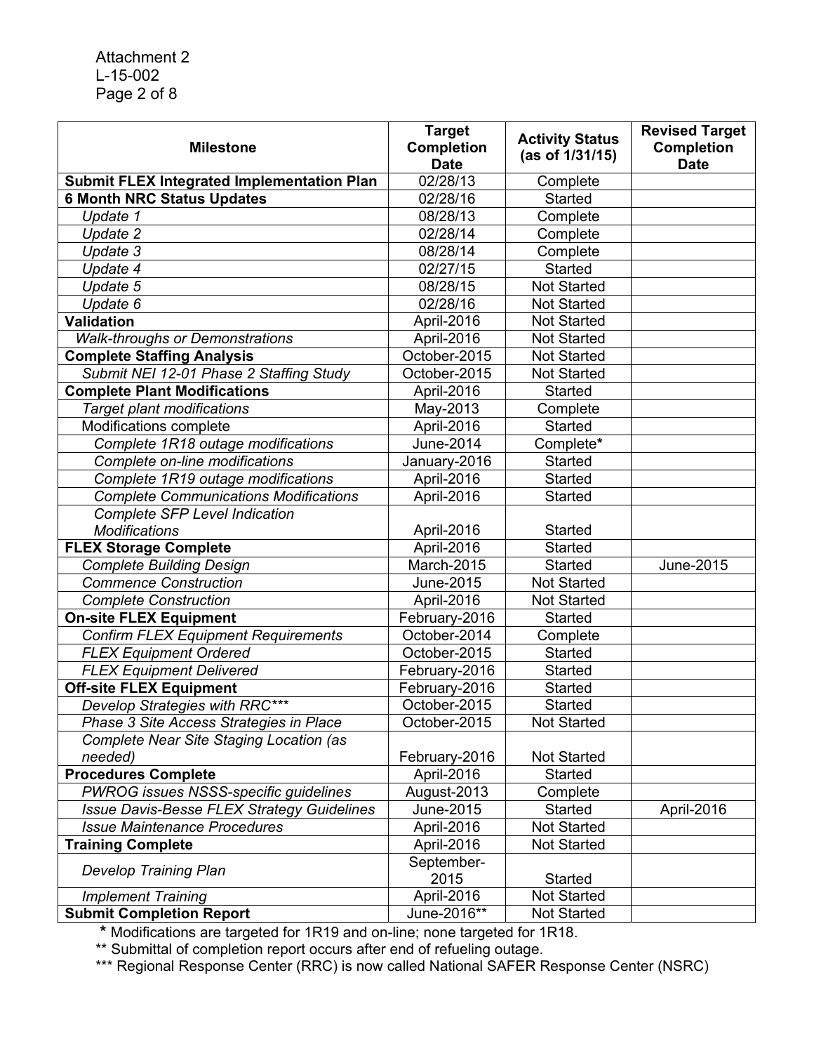| Milestone | Target Completion Date | Activity Status (as of 1/31/15) | Revised Target Completion Date |
|---|---|---|---|
| **Submit FLEX Integrated Implementation Plan** | 02/28/13 | Complete | |
| **6 Month NRC Status Updates** | 02/28/16 | Started | |
| *Update 1* | 08/28/13 | Complete | |
| *Update 2* | 02/28/14 | Complete | |
| *Update 3* | 08/28/14 | Complete | |
| *Update 4* | 02/27/15 | Started | |
| *Update 5* | 08/28/15 | Not Started | |
| *Update 6* | 02/28/16 | Not Started | |
| **Validation** | April-2016 | Not Started | |
| *Walk-throughs or Demonstrations* | April-2016 | Not Started | |
| **Complete Staffing Analysis** | October-2015 | Not Started | |
| *Submit NEI 12-01 Phase 2 Staffing Study* | October-2015 | Not Started | |
| **Complete Plant Modifications** | April-2016 | Started | |
| *Target plant modifications* | May-2013 | Complete | |
| Modifications complete | April-2016 | Started | |
| *Complete 1R18 outage modifications* | June-2014 | Complete* | |
| *Complete on-line modifications* | January-2016 | Started | |
| *Complete 1R19 outage modifications* | April-2016 | Started | |
| *Complete Communications Modifications* | April-2016 | Started | |
| *Complete SFP Level Indication Modifications* | April-2016 | Started | |
| **FLEX Storage Complete** | April-2016 | Started | |
| *Complete Building Design* | March-2015 | Started | June-2015 |
| *Commence Construction* | June-2015 | Not Started | |
| *Complete Construction* | April-2016 | Not Started | |
| **On-site FLEX Equipment** | February-2016 | Started | |
| *Confirm FLEX Equipment Requirements* | October-2014 | Complete | |
| *FLEX Equipment Ordered* | October-2015 | Started | |
| *FLEX Equipment Delivered* | February-2016 | Started | |
| **Off-site FLEX Equipment** | February-2016 | Started | |
| *Develop Strategies with RRC**** | October-2015 | Started | |
| *Phase 3 Site Access Strategies in Place* | October-2015 | Not Started | |
| *Complete Near Site Staging Location (as needed)* | February-2016 | Not Started | |
| **Procedures Complete** | April-2016 | Started | |
| *PWROG issues NSSS-specific guidelines* | August-2013 | Complete | |
| *Issue Davis-Besse FLEX Strategy Guidelines* | June-2015 | Started | April-2016 |
| *Issue Maintenance Procedures* | April-2016 | Not Started | |
| **Training Complete** | April-2016 | Not Started | |
| *Develop Training Plan* | September-2015 | Started | |
| *Implement Training* | April-2016 | Not Started | |
| **Submit Completion Report** | June-2016** | Not Started | |

\* Modifications are targeted for 1R19 and on-line; none targeted for 1R18.

\*\* Submittal of completion report occurs after end of refueling outage.

\*\*\* Regional Response Center (RRC) is now called National SAFER Response Center (NSRC)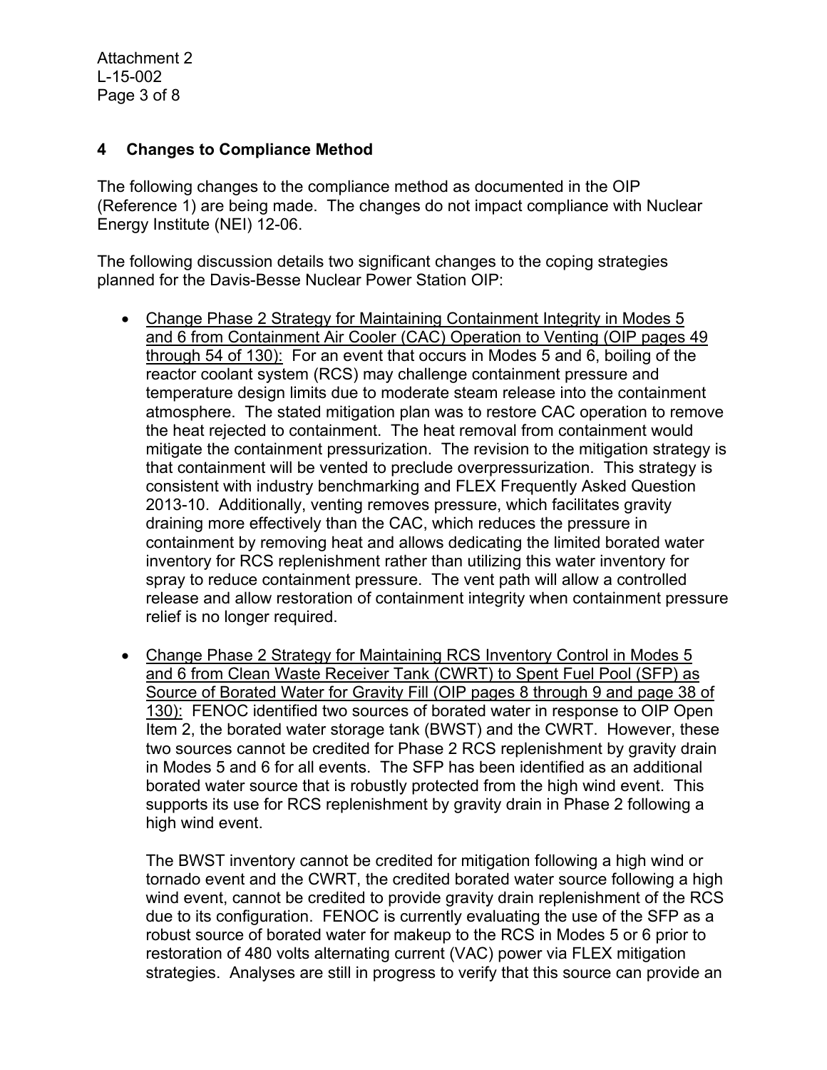## 4 Changes to Compliance Method

The following changes to the compliance method as documented in the OIP (Reference 1) are being made. The changes do not impact compliance with Nuclear Energy Institute (NEI) 12-06.

The following discussion details two significant changes to the coping strategies planned for the Davis-Besse Nuclear Power Station OIP:

- Change Phase 2 Strategy for Maintaining Containment Integrity in Modes 5 and 6 from Containment Air Cooler (CAC) Operation to Venting (OIP pages 49 through 54 of 130): For an event that occurs in Modes 5 and 6, boiling of the reactor coolant system (RCS) may challenge containment pressure and temperature design limits due to moderate steam release into the containment atmosphere. The stated mitigation plan was to restore CAC operation to remove the heat rejected to containment. The heat removal from containment would mitigate the containment pressurization. The revision to the mitigation strategy is that containment will be vented to preclude overpressurization. This strategy is consistent with industry benchmarking and FLEX Frequently Asked Question 2013-10. Additionally, venting removes pressure, which facilitates gravity draining more effectively than the CAC, which reduces the pressure in containment by removing heat and allows dedicating the limited borated water inventory for RCS replenishment rather than utilizing this water inventory for spray to reduce containment pressure. The vent path will allow a controlled release and allow restoration of containment integrity when containment pressure relief is no longer required.

- Change Phase 2 Strategy for Maintaining RCS Inventory Control in Modes 5 and 6 from Clean Waste Receiver Tank (CWRT) to Spent Fuel Pool (SFP) as Source of Borated Water for Gravity Fill (OIP pages 8 through 9 and page 38 of 130): FENOC identified two sources of borated water in response to OIP Open Item 2, the borated water storage tank (BWST) and the CWRT. However, these two sources cannot be credited for Phase 2 RCS replenishment by gravity drain in Modes 5 and 6 for all events. The SFP has been identified as an additional borated water source that is robustly protected from the high wind event. This supports its use for RCS replenishment by gravity drain in Phase 2 following a high wind event.

  The BWST inventory cannot be credited for mitigation following a high wind or tornado event and the CWRT, the credited borated water source following a high wind event, cannot be credited to provide gravity drain replenishment of the RCS due to its configuration. FENOC is currently evaluating the use of the SFP as a robust source of borated water for makeup to the RCS in Modes 5 or 6 prior to restoration of 480 volts alternating current (VAC) power via FLEX mitigation strategies. Analyses are still in progress to verify that this source can provide an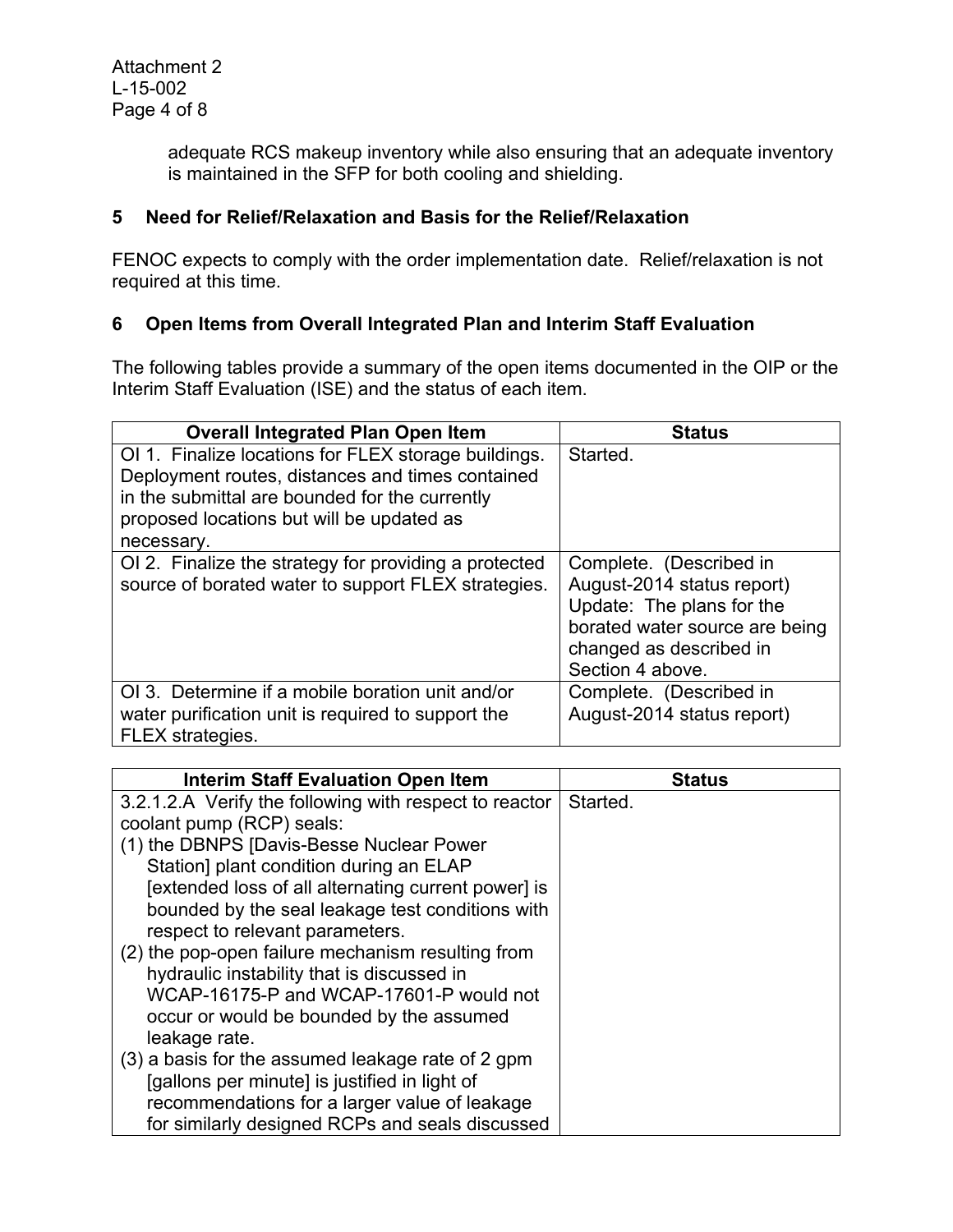adequate RCS makeup inventory while also ensuring that an adequate inventory is maintained in the SFP for both cooling and shielding.

## 5 Need for Relief/Relaxation and Basis for the Relief/Relaxation

FENOC expects to comply with the order implementation date. Relief/relaxation is not required at this time.

## 6 Open Items from Overall Integrated Plan and Interim Staff Evaluation

The following tables provide a summary of the open items documented in the OIP or the Interim Staff Evaluation (ISE) and the status of each item.

| Overall Integrated Plan Open Item | Status |
|---|---|
| OI 1. Finalize locations for FLEX storage buildings. Deployment routes, distances and times contained in the submittal are bounded for the currently proposed locations but will be updated as necessary. | Started. |
| OI 2. Finalize the strategy for providing a protected source of borated water to support FLEX strategies. | Complete. (Described in August-2014 status report) Update: The plans for the borated water source are being changed as described in Section 4 above. |
| OI 3. Determine if a mobile boration unit and/or water purification unit is required to support the FLEX strategies. | Complete. (Described in August-2014 status report) |

| Interim Staff Evaluation Open Item | Status |
|---|---|
| 3.2.1.2.A Verify the following with respect to reactor coolant pump (RCP) seals:<br>(1) the DBNPS [Davis-Besse Nuclear Power Station] plant condition during an ELAP [extended loss of all alternating current power] is bounded by the seal leakage test conditions with respect to relevant parameters.<br>(2) the pop-open failure mechanism resulting from hydraulic instability that is discussed in WCAP-16175-P and WCAP-17601-P would not occur or would be bounded by the assumed leakage rate.<br>(3) a basis for the assumed leakage rate of 2 gpm [gallons per minute] is justified in light of recommendations for a larger value of leakage for similarly designed RCPs and seals discussed | Started. |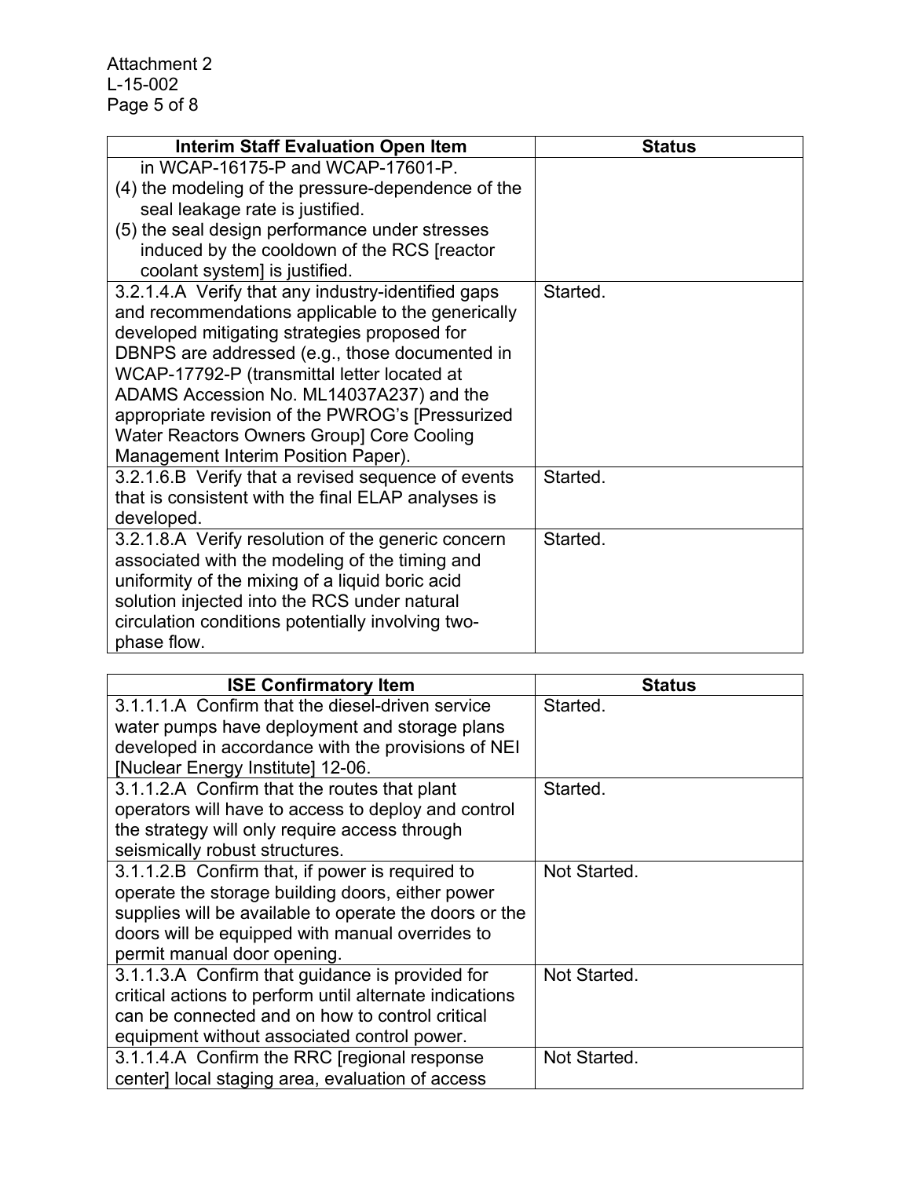| Interim Staff Evaluation Open Item | Status |
| --- | --- |
| in WCAP-16175-P and WCAP-17601-P.<br>(4) the modeling of the pressure-dependence of the seal leakage rate is justified.<br>(5) the seal design performance under stresses induced by the cooldown of the RCS [reactor coolant system] is justified. | |
| 3.2.1.4.A Verify that any industry-identified gaps and recommendations applicable to the generically developed mitigating strategies proposed for DBNPS are addressed (e.g., those documented in WCAP-17792-P (transmittal letter located at ADAMS Accession No. ML14037A237) and the appropriate revision of the PWROG's [Pressurized Water Reactors Owners Group] Core Cooling Management Interim Position Paper). | Started. |
| 3.2.1.6.B Verify that a revised sequence of events that is consistent with the final ELAP analyses is developed. | Started. |
| 3.2.1.8.A Verify resolution of the generic concern associated with the modeling of the timing and uniformity of the mixing of a liquid boric acid solution injected into the RCS under natural circulation conditions potentially involving two-phase flow. | Started. |

| ISE Confirmatory Item | Status |
| --- | --- |
| 3.1.1.1.A Confirm that the diesel-driven service water pumps have deployment and storage plans developed in accordance with the provisions of NEI [Nuclear Energy Institute] 12-06. | Started. |
| 3.1.1.2.A Confirm that the routes that plant operators will have to access to deploy and control the strategy will only require access through seismically robust structures. | Started. |
| 3.1.1.2.B Confirm that, if power is required to operate the storage building doors, either power supplies will be available to operate the doors or the doors will be equipped with manual overrides to permit manual door opening. | Not Started. |
| 3.1.1.3.A Confirm that guidance is provided for critical actions to perform until alternate indications can be connected and on how to control critical equipment without associated control power. | Not Started. |
| 3.1.1.4.A Confirm the RRC [regional response center] local staging area, evaluation of access | Not Started. |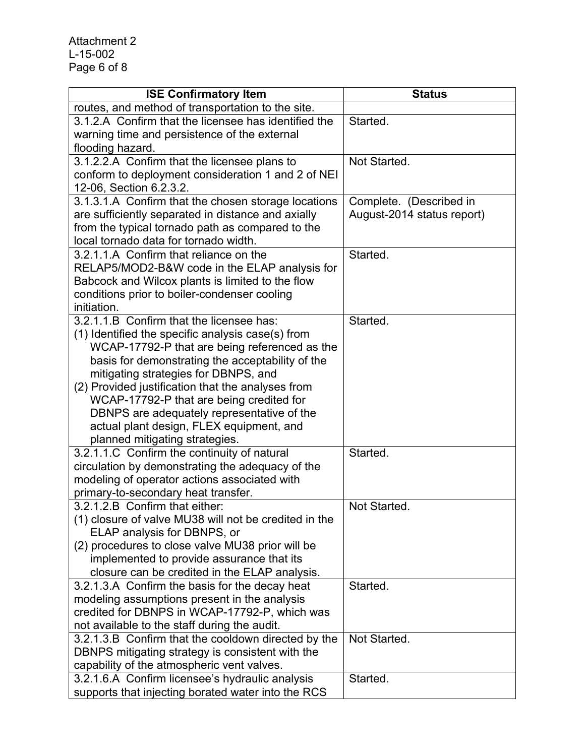| ISE Confirmatory Item | Status |
|---|---|
| routes, and method of transportation to the site. | |
| 3.1.2.A Confirm that the licensee has identified the warning time and persistence of the external flooding hazard. | Started. |
| 3.1.2.2.A Confirm that the licensee plans to conform to deployment consideration 1 and 2 of NEI 12-06, Section 6.2.3.2. | Not Started. |
| 3.1.3.1.A Confirm that the chosen storage locations are sufficiently separated in distance and axially from the typical tornado path as compared to the local tornado data for tornado width. | Complete. (Described in August-2014 status report) |
| 3.2.1.1.A Confirm that reliance on the RELAP5/MOD2-B&W code in the ELAP analysis for Babcock and Wilcox plants is limited to the flow conditions prior to boiler-condenser cooling initiation. | Started. |
| 3.2.1.1.B Confirm that the licensee has: (1) Identified the specific analysis case(s) from WCAP-17792-P that are being referenced as the basis for demonstrating the acceptability of the mitigating strategies for DBNPS, and (2) Provided justification that the analyses from WCAP-17792-P that are being credited for DBNPS are adequately representative of the actual plant design, FLEX equipment, and planned mitigating strategies. | Started. |
| 3.2.1.1.C Confirm the continuity of natural circulation by demonstrating the adequacy of the modeling of operator actions associated with primary-to-secondary heat transfer. | Started. |
| 3.2.1.2.B Confirm that either: (1) closure of valve MU38 will not be credited in the ELAP analysis for DBNPS, or (2) procedures to close valve MU38 prior will be implemented to provide assurance that its closure can be credited in the ELAP analysis. | Not Started. |
| 3.2.1.3.A Confirm the basis for the decay heat modeling assumptions present in the analysis credited for DBNPS in WCAP-17792-P, which was not available to the staff during the audit. | Started. |
| 3.2.1.3.B Confirm that the cooldown directed by the DBNPS mitigating strategy is consistent with the capability of the atmospheric vent valves. | Not Started. |
| 3.2.1.6.A Confirm licensee's hydraulic analysis supports that injecting borated water into the RCS | Started. |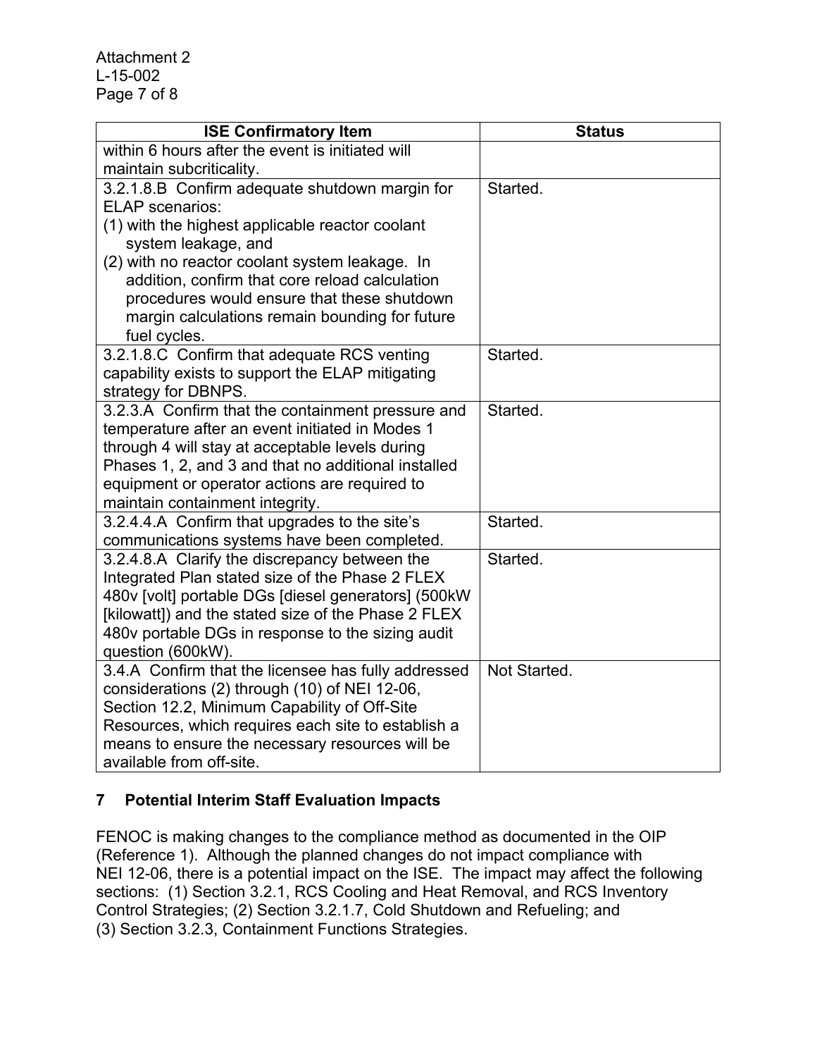| ISE Confirmatory Item | Status |
|---|---|
| within 6 hours after the event is initiated will maintain subcriticality. | |
| 3.2.1.8.B Confirm adequate shutdown margin for ELAP scenarios:<br>(1) with the highest applicable reactor coolant system leakage, and<br>(2) with no reactor coolant system leakage. In addition, confirm that core reload calculation procedures would ensure that these shutdown margin calculations remain bounding for future fuel cycles. | Started. |
| 3.2.1.8.C Confirm that adequate RCS venting capability exists to support the ELAP mitigating strategy for DBNPS. | Started. |
| 3.2.3.A Confirm that the containment pressure and temperature after an event initiated in Modes 1 through 4 will stay at acceptable levels during Phases 1, 2, and 3 and that no additional installed equipment or operator actions are required to maintain containment integrity. | Started. |
| 3.2.4.4.A Confirm that upgrades to the site's communications systems have been completed. | Started. |
| 3.2.4.8.A Clarify the discrepancy between the Integrated Plan stated size of the Phase 2 FLEX 480v [volt] portable DGs [diesel generators] (500kW [kilowatt]) and the stated size of the Phase 2 FLEX 480v portable DGs in response to the sizing audit question (600kW). | Started. |
| 3.4.A Confirm that the licensee has fully addressed considerations (2) through (10) of NEI 12-06, Section 12.2, Minimum Capability of Off-Site Resources, which requires each site to establish a means to ensure the necessary resources will be available from off-site. | Not Started. |

## 7 Potential Interim Staff Evaluation Impacts

FENOC is making changes to the compliance method as documented in the OIP (Reference 1). Although the planned changes do not impact compliance with NEI 12-06, there is a potential impact on the ISE. The impact may affect the following sections: (1) Section 3.2.1, RCS Cooling and Heat Removal, and RCS Inventory Control Strategies; (2) Section 3.2.1.7, Cold Shutdown and Refueling; and (3) Section 3.2.3, Containment Functions Strategies.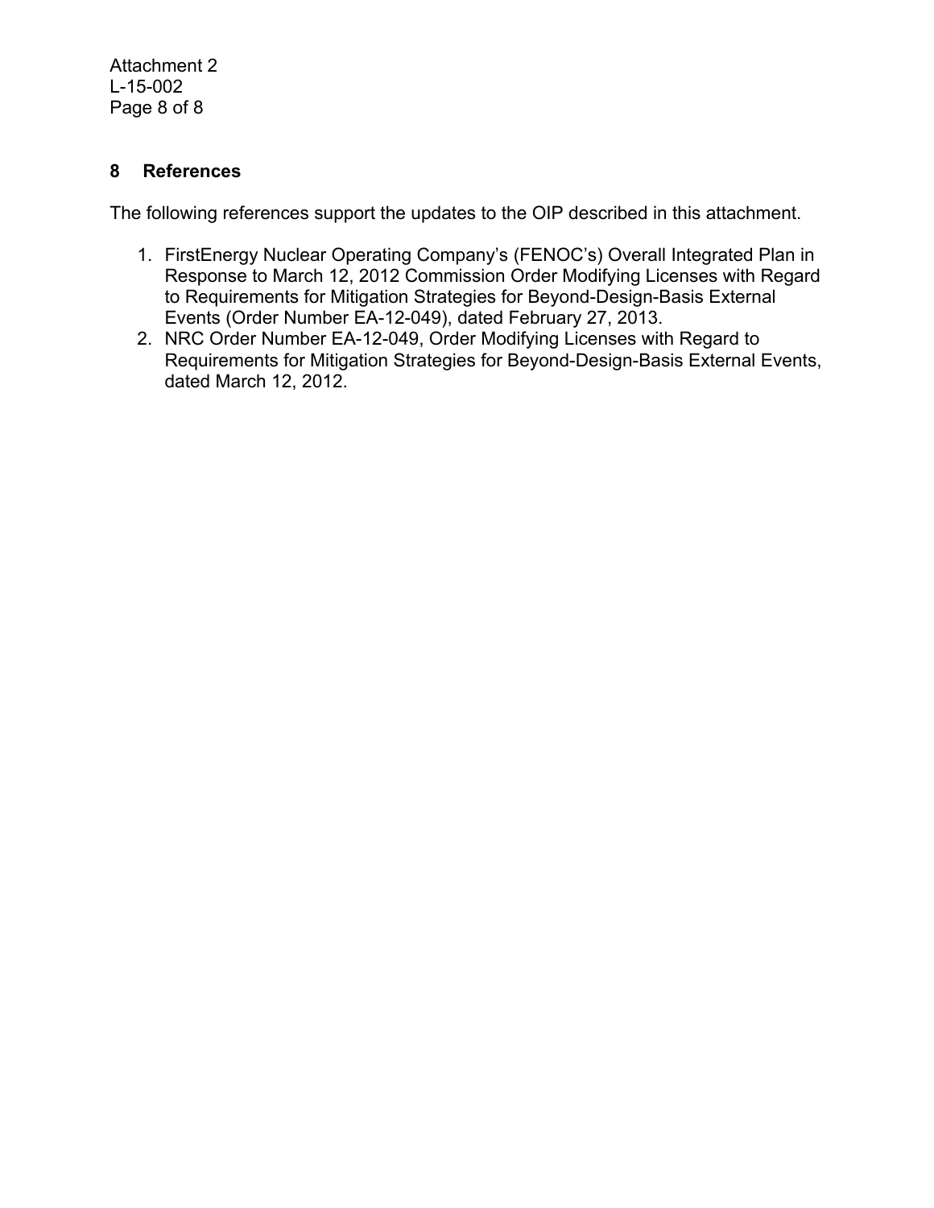## 8 References

The following references support the updates to the OIP described in this attachment.

1. FirstEnergy Nuclear Operating Company's (FENOC's) Overall Integrated Plan in Response to March 12, 2012 Commission Order Modifying Licenses with Regard to Requirements for Mitigation Strategies for Beyond-Design-Basis External Events (Order Number EA-12-049), dated February 27, 2013.
2. NRC Order Number EA-12-049, Order Modifying Licenses with Regard to Requirements for Mitigation Strategies for Beyond-Design-Basis External Events, dated March 12, 2012.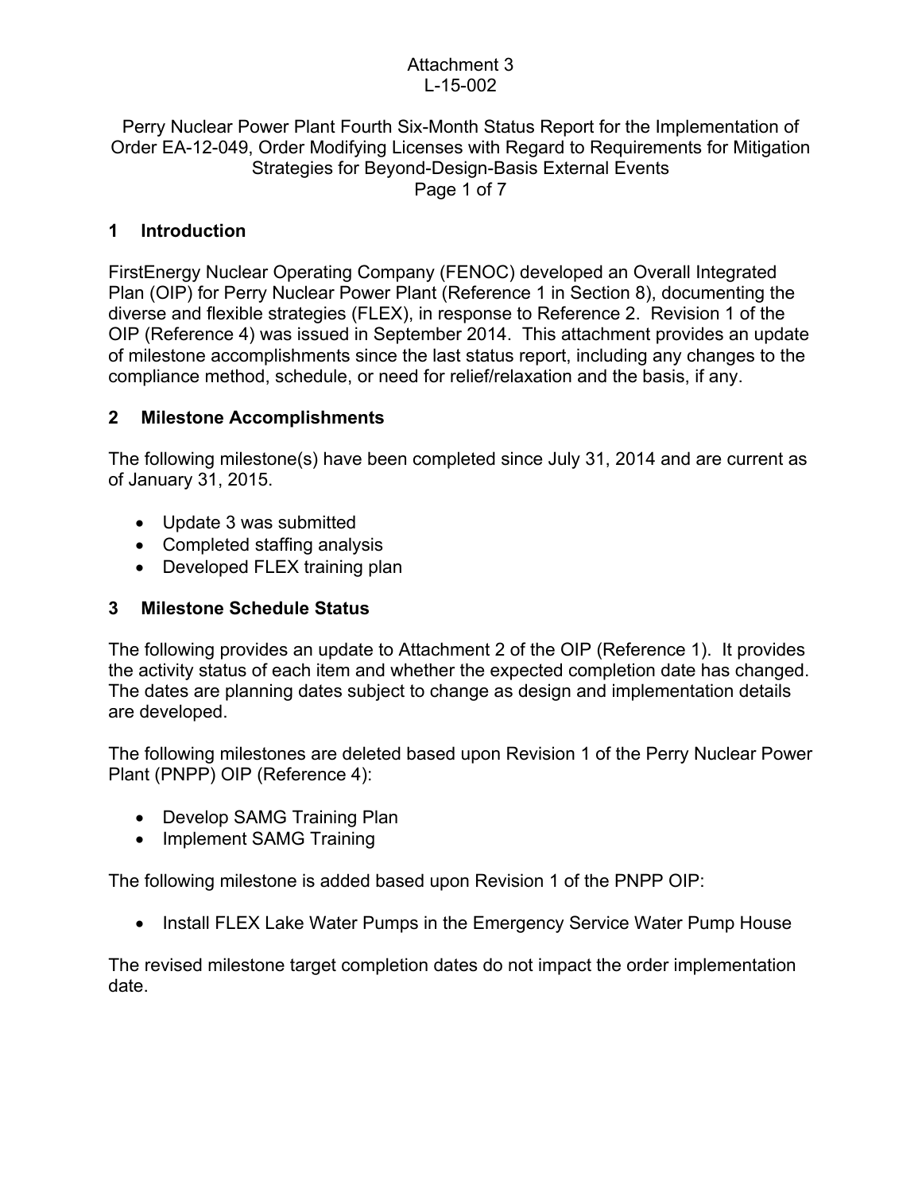Attachment 3
L-15-002

Perry Nuclear Power Plant Fourth Six-Month Status Report for the Implementation of Order EA-12-049, Order Modifying Licenses with Regard to Requirements for Mitigation Strategies for Beyond-Design-Basis External Events

## 1 Introduction

FirstEnergy Nuclear Operating Company (FENOC) developed an Overall Integrated Plan (OIP) for Perry Nuclear Power Plant (Reference 1 in Section 8), documenting the diverse and flexible strategies (FLEX), in response to Reference 2. Revision 1 of the OIP (Reference 4) was issued in September 2014. This attachment provides an update of milestone accomplishments since the last status report, including any changes to the compliance method, schedule, or need for relief/relaxation and the basis, if any.

## 2 Milestone Accomplishments

The following milestone(s) have been completed since July 31, 2014 and are current as of January 31, 2015.

- Update 3 was submitted
- Completed staffing analysis
- Developed FLEX training plan

## 3 Milestone Schedule Status

The following provides an update to Attachment 2 of the OIP (Reference 1). It provides the activity status of each item and whether the expected completion date has changed. The dates are planning dates subject to change as design and implementation details are developed.

The following milestones are deleted based upon Revision 1 of the Perry Nuclear Power Plant (PNPP) OIP (Reference 4):

- Develop SAMG Training Plan
- Implement SAMG Training

The following milestone is added based upon Revision 1 of the PNPP OIP:

- Install FLEX Lake Water Pumps in the Emergency Service Water Pump House

The revised milestone target completion dates do not impact the order implementation date.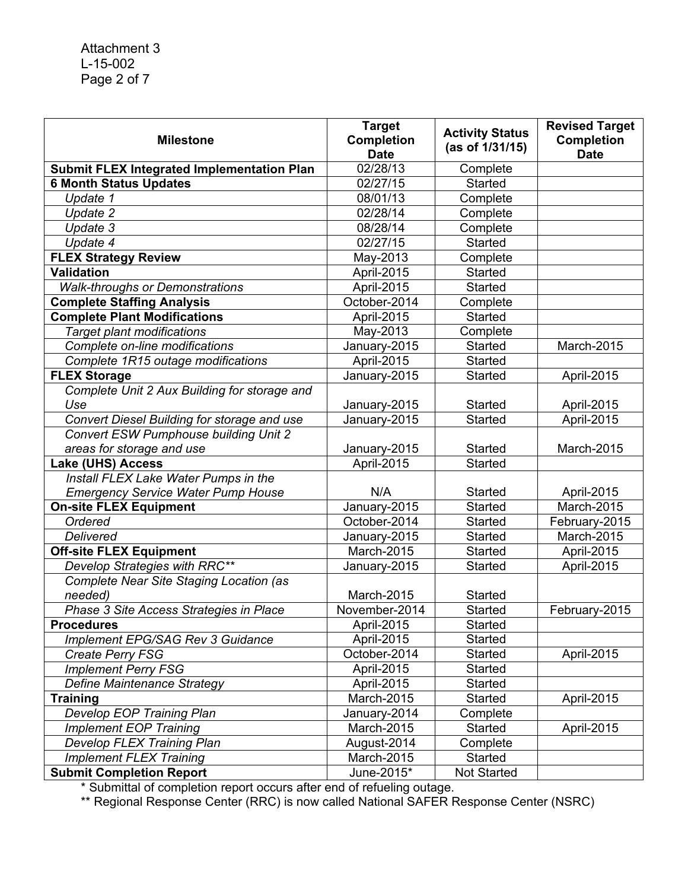Attachment 3
L-15-002

| Milestone | Target Completion Date | Activity Status (as of 1/31/15) | Revised Target Completion Date |
|---|---|---|---|
| **Submit FLEX Integrated Implementation Plan** | 02/28/13 | Complete | |
| **6 Month Status Updates** | 02/27/15 | Started | |
| *Update 1* | 08/01/13 | Complete | |
| *Update 2* | 02/28/14 | Complete | |
| *Update 3* | 08/28/14 | Complete | |
| *Update 4* | 02/27/15 | Started | |
| **FLEX Strategy Review** | May-2013 | Complete | |
| **Validation** | April-2015 | Started | |
| *Walk-throughs or Demonstrations* | April-2015 | Started | |
| **Complete Staffing Analysis** | October-2014 | Complete | |
| **Complete Plant Modifications** | April-2015 | Started | |
| *Target plant modifications* | May-2013 | Complete | |
| *Complete on-line modifications* | January-2015 | Started | March-2015 |
| *Complete 1R15 outage modifications* | April-2015 | Started | |
| **FLEX Storage** | January-2015 | Started | April-2015 |
| *Complete Unit 2 Aux Building for storage and Use* | January-2015 | Started | April-2015 |
| *Convert Diesel Building for storage and use* | January-2015 | Started | April-2015 |
| *Convert ESW Pumphouse building Unit 2 areas for storage and use* | January-2015 | Started | March-2015 |
| **Lake (UHS) Access** | April-2015 | Started | |
| *Install FLEX Lake Water Pumps in the Emergency Service Water Pump House* | N/A | Started | April-2015 |
| **On-site FLEX Equipment** | January-2015 | Started | March-2015 |
| *Ordered* | October-2014 | Started | February-2015 |
| *Delivered* | January-2015 | Started | March-2015 |
| **Off-site FLEX Equipment** | March-2015 | Started | April-2015 |
| *Develop Strategies with RRC*** | January-2015 | Started | April-2015 |
| *Complete Near Site Staging Location (as needed)* | March-2015 | Started | |
| *Phase 3 Site Access Strategies in Place* | November-2014 | Started | February-2015 |
| **Procedures** | April-2015 | Started | |
| *Implement EPG/SAG Rev 3 Guidance* | April-2015 | Started | |
| *Create Perry FSG* | October-2014 | Started | April-2015 |
| *Implement Perry FSG* | April-2015 | Started | |
| *Define Maintenance Strategy* | April-2015 | Started | |
| **Training** | March-2015 | Started | April-2015 |
| *Develop EOP Training Plan* | January-2014 | Complete | |
| *Implement EOP Training* | March-2015 | Started | April-2015 |
| *Develop FLEX Training Plan* | August-2014 | Complete | |
| *Implement FLEX Training* | March-2015 | Started | |
| **Submit Completion Report** | June-2015* | Not Started | |

\* Submittal of completion report occurs after end of refueling outage.

** Regional Response Center (RRC) is now called National SAFER Response Center (NSRC)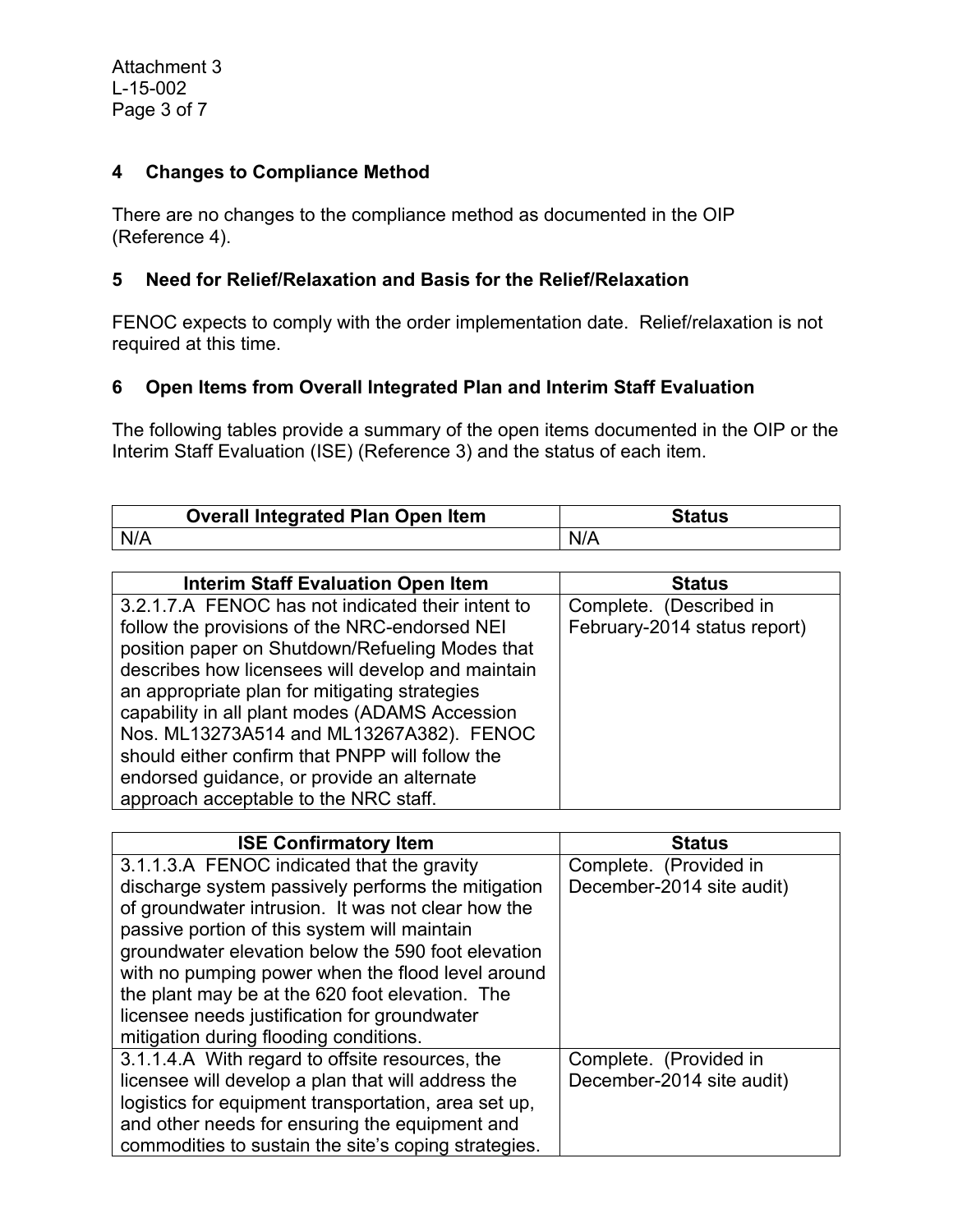## 4 Changes to Compliance Method

There are no changes to the compliance method as documented in the OIP (Reference 4).

## 5 Need for Relief/Relaxation and Basis for the Relief/Relaxation

FENOC expects to comply with the order implementation date. Relief/relaxation is not required at this time.

## 6 Open Items from Overall Integrated Plan and Interim Staff Evaluation

The following tables provide a summary of the open items documented in the OIP or the Interim Staff Evaluation (ISE) (Reference 3) and the status of each item.

| Overall Integrated Plan Open Item | Status |
|---|---|
| N/A | N/A |

| Interim Staff Evaluation Open Item | Status |
|---|---|
| 3.2.1.7.A FENOC has not indicated their intent to follow the provisions of the NRC-endorsed NEI position paper on Shutdown/Refueling Modes that describes how licensees will develop and maintain an appropriate plan for mitigating strategies capability in all plant modes (ADAMS Accession Nos. ML13273A514 and ML13267A382). FENOC should either confirm that PNPP will follow the endorsed guidance, or provide an alternate approach acceptable to the NRC staff. | Complete. (Described in February-2014 status report) |

| ISE Confirmatory Item | Status |
|---|---|
| 3.1.1.3.A FENOC indicated that the gravity discharge system passively performs the mitigation of groundwater intrusion. It was not clear how the passive portion of this system will maintain groundwater elevation below the 590 foot elevation with no pumping power when the flood level around the plant may be at the 620 foot elevation. The licensee needs justification for groundwater mitigation during flooding conditions. | Complete. (Provided in December-2014 site audit) |
| 3.1.1.4.A With regard to offsite resources, the licensee will develop a plan that will address the logistics for equipment transportation, area set up, and other needs for ensuring the equipment and commodities to sustain the site's coping strategies. | Complete. (Provided in December-2014 site audit) |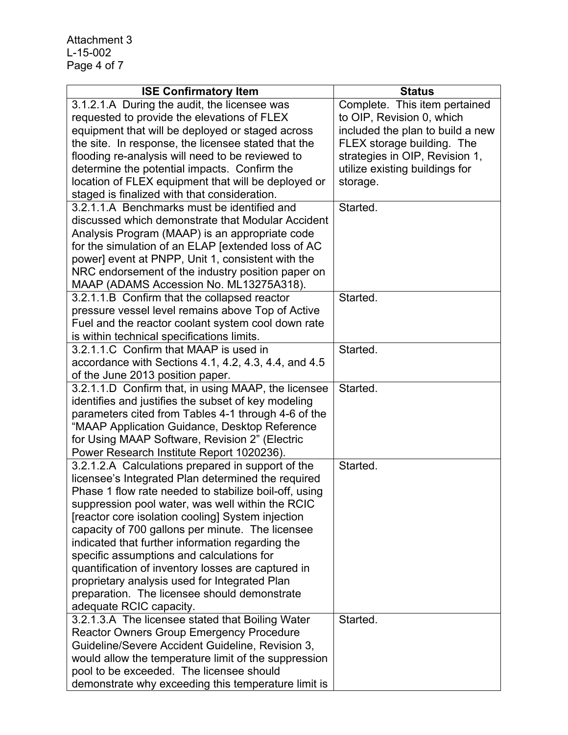| ISE Confirmatory Item | Status |
|---|---|
| 3.1.2.1.A During the audit, the licensee was requested to provide the elevations of FLEX equipment that will be deployed or staged across the site. In response, the licensee stated that the flooding re-analysis will need to be reviewed to determine the potential impacts. Confirm the location of FLEX equipment that will be deployed or staged is finalized with that consideration. | Complete. This item pertained to OIP, Revision 0, which included the plan to build a new FLEX storage building. The strategies in OIP, Revision 1, utilize existing buildings for storage. |
| 3.2.1.1.A Benchmarks must be identified and discussed which demonstrate that Modular Accident Analysis Program (MAAP) is an appropriate code for the simulation of an ELAP [extended loss of AC power] event at PNPP, Unit 1, consistent with the NRC endorsement of the industry position paper on MAAP (ADAMS Accession No. ML13275A318). | Started. |
| 3.2.1.1.B Confirm that the collapsed reactor pressure vessel level remains above Top of Active Fuel and the reactor coolant system cool down rate is within technical specifications limits. | Started. |
| 3.2.1.1.C Confirm that MAAP is used in accordance with Sections 4.1, 4.2, 4.3, 4.4, and 4.5 of the June 2013 position paper. | Started. |
| 3.2.1.1.D Confirm that, in using MAAP, the licensee identifies and justifies the subset of key modeling parameters cited from Tables 4-1 through 4-6 of the "MAAP Application Guidance, Desktop Reference for Using MAAP Software, Revision 2" (Electric Power Research Institute Report 1020236). | Started. |
| 3.2.1.2.A Calculations prepared in support of the licensee's Integrated Plan determined the required Phase 1 flow rate needed to stabilize boil-off, using suppression pool water, was well within the RCIC [reactor core isolation cooling] System injection capacity of 700 gallons per minute. The licensee indicated that further information regarding the specific assumptions and calculations for quantification of inventory losses are captured in proprietary analysis used for Integrated Plan preparation. The licensee should demonstrate adequate RCIC capacity. | Started. |
| 3.2.1.3.A The licensee stated that Boiling Water Reactor Owners Group Emergency Procedure Guideline/Severe Accident Guideline, Revision 3, would allow the temperature limit of the suppression pool to be exceeded. The licensee should demonstrate why exceeding this temperature limit is | Started. |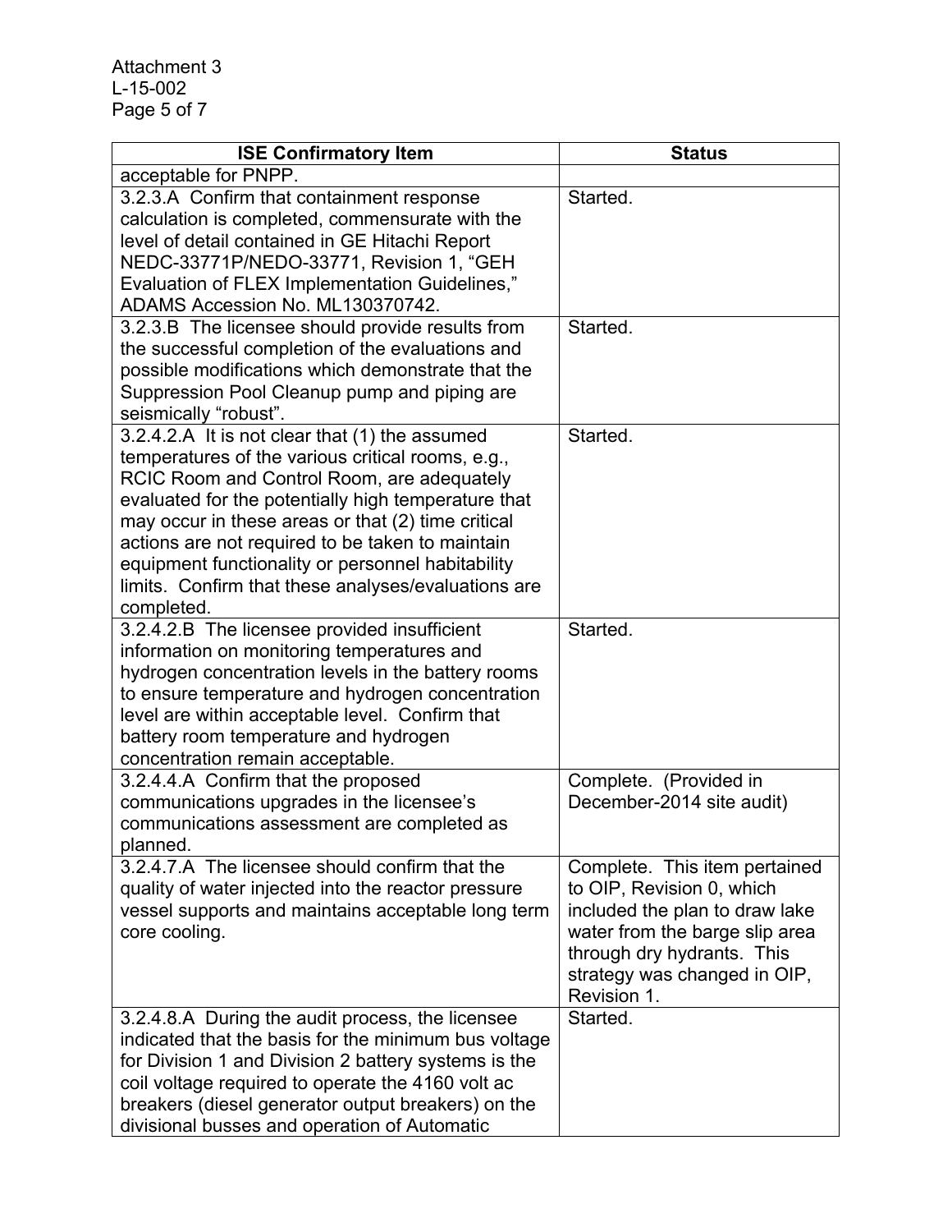| ISE Confirmatory Item | Status |
|---|---|
| acceptable for PNPP. | |
| 3.2.3.A Confirm that containment response calculation is completed, commensurate with the level of detail contained in GE Hitachi Report NEDC-33771P/NEDO-33771, Revision 1, "GEH Evaluation of FLEX Implementation Guidelines," ADAMS Accession No. ML130370742. | Started. |
| 3.2.3.B The licensee should provide results from the successful completion of the evaluations and possible modifications which demonstrate that the Suppression Pool Cleanup pump and piping are seismically "robust". | Started. |
| 3.2.4.2.A It is not clear that (1) the assumed temperatures of the various critical rooms, e.g., RCIC Room and Control Room, are adequately evaluated for the potentially high temperature that may occur in these areas or that (2) time critical actions are not required to be taken to maintain equipment functionality or personnel habitability limits. Confirm that these analyses/evaluations are completed. | Started. |
| 3.2.4.2.B The licensee provided insufficient information on monitoring temperatures and hydrogen concentration levels in the battery rooms to ensure temperature and hydrogen concentration level are within acceptable level. Confirm that battery room temperature and hydrogen concentration remain acceptable. | Started. |
| 3.2.4.4.A Confirm that the proposed communications upgrades in the licensee's communications assessment are completed as planned. | Complete. (Provided in December-2014 site audit) |
| 3.2.4.7.A The licensee should confirm that the quality of water injected into the reactor pressure vessel supports and maintains acceptable long term core cooling. | Complete. This item pertained to OIP, Revision 0, which included the plan to draw lake water from the barge slip area through dry hydrants. This strategy was changed in OIP, Revision 1. |
| 3.2.4.8.A During the audit process, the licensee indicated that the basis for the minimum bus voltage for Division 1 and Division 2 battery systems is the coil voltage required to operate the 4160 volt ac breakers (diesel generator output breakers) on the divisional busses and operation of Automatic | Started. |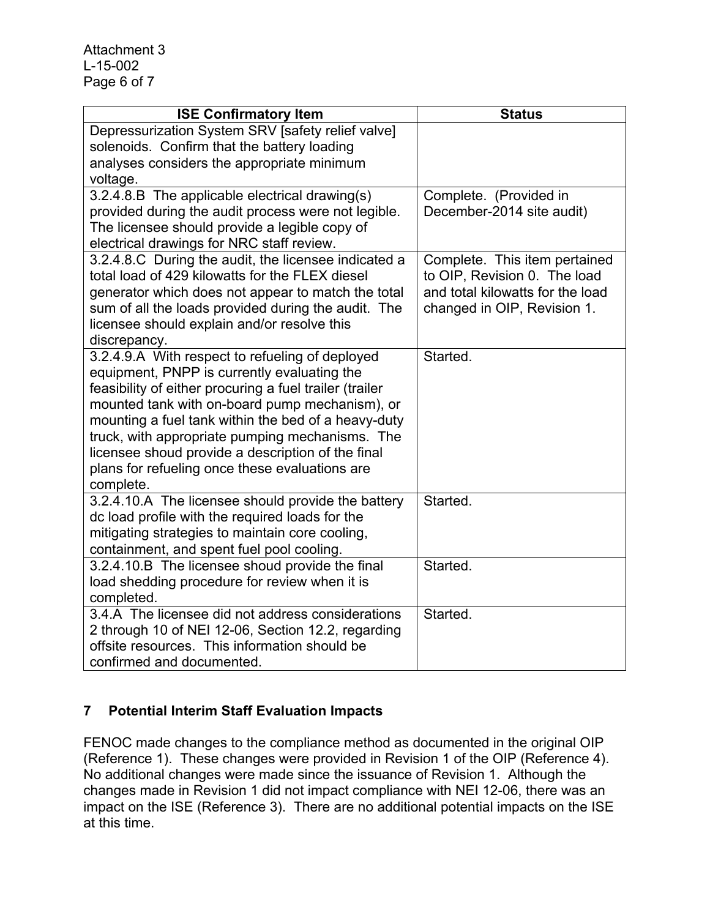| ISE Confirmatory Item | Status |
|---|---|
| Depressurization System SRV [safety relief valve] solenoids. Confirm that the battery loading analyses considers the appropriate minimum voltage. | |
| 3.2.4.8.B The applicable electrical drawing(s) provided during the audit process were not legible. The licensee should provide a legible copy of electrical drawings for NRC staff review. | Complete. (Provided in December-2014 site audit) |
| 3.2.4.8.C During the audit, the licensee indicated a total load of 429 kilowatts for the FLEX diesel generator which does not appear to match the total sum of all the loads provided during the audit. The licensee should explain and/or resolve this discrepancy. | Complete. This item pertained to OIP, Revision 0. The load and total kilowatts for the load changed in OIP, Revision 1. |
| 3.2.4.9.A With respect to refueling of deployed equipment, PNPP is currently evaluating the feasibility of either procuring a fuel trailer (trailer mounted tank with on-board pump mechanism), or mounting a fuel tank within the bed of a heavy-duty truck, with appropriate pumping mechanisms. The licensee shoud provide a description of the final plans for refueling once these evaluations are complete. | Started. |
| 3.2.4.10.A The licensee should provide the battery dc load profile with the required loads for the mitigating strategies to maintain core cooling, containment, and spent fuel pool cooling. | Started. |
| 3.2.4.10.B The licensee shoud provide the final load shedding procedure for review when it is completed. | Started. |
| 3.4.A The licensee did not address considerations 2 through 10 of NEI 12-06, Section 12.2, regarding offsite resources. This information should be confirmed and documented. | Started. |

## 7 Potential Interim Staff Evaluation Impacts

FENOC made changes to the compliance method as documented in the original OIP (Reference 1). These changes were provided in Revision 1 of the OIP (Reference 4). No additional changes were made since the issuance of Revision 1. Although the changes made in Revision 1 did not impact compliance with NEI 12-06, there was an impact on the ISE (Reference 3). There are no additional potential impacts on the ISE at this time.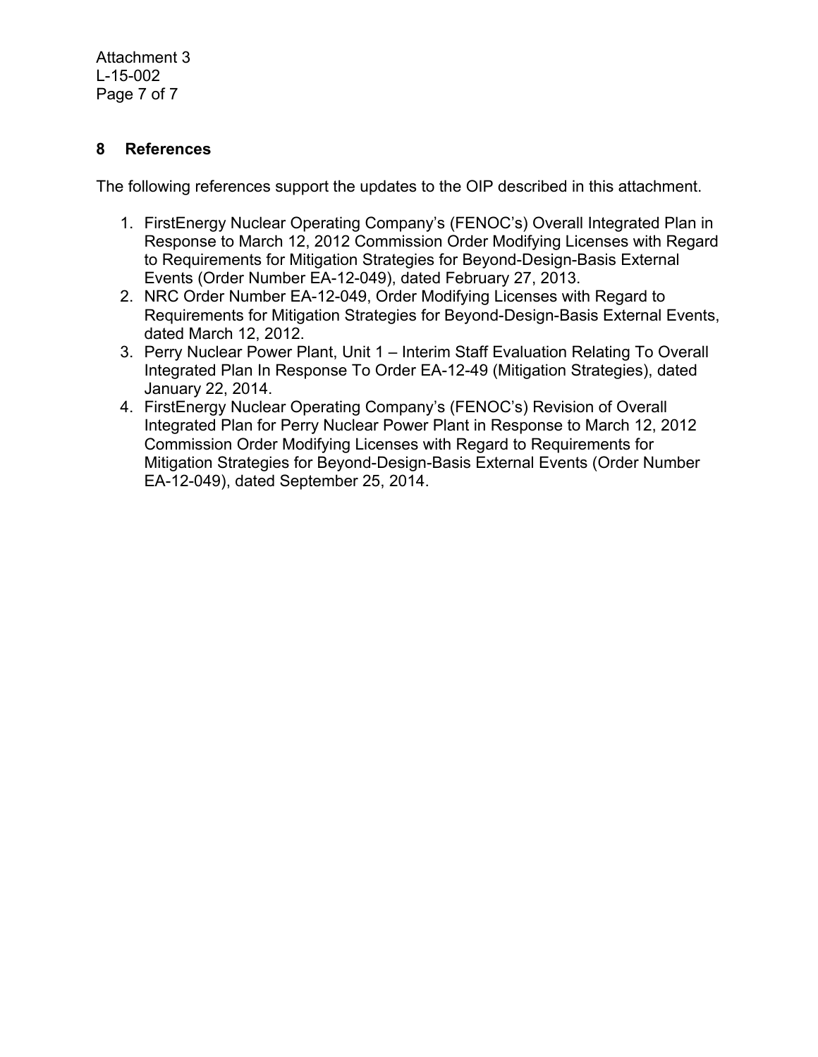## 8 References

The following references support the updates to the OIP described in this attachment.

1. FirstEnergy Nuclear Operating Company's (FENOC's) Overall Integrated Plan in Response to March 12, 2012 Commission Order Modifying Licenses with Regard to Requirements for Mitigation Strategies for Beyond-Design-Basis External Events (Order Number EA-12-049), dated February 27, 2013.
2. NRC Order Number EA-12-049, Order Modifying Licenses with Regard to Requirements for Mitigation Strategies for Beyond-Design-Basis External Events, dated March 12, 2012.
3. Perry Nuclear Power Plant, Unit 1 – Interim Staff Evaluation Relating To Overall Integrated Plan In Response To Order EA-12-49 (Mitigation Strategies), dated January 22, 2014.
4. FirstEnergy Nuclear Operating Company's (FENOC's) Revision of Overall Integrated Plan for Perry Nuclear Power Plant in Response to March 12, 2012 Commission Order Modifying Licenses with Regard to Requirements for Mitigation Strategies for Beyond-Design-Basis External Events (Order Number EA-12-049), dated September 25, 2014.